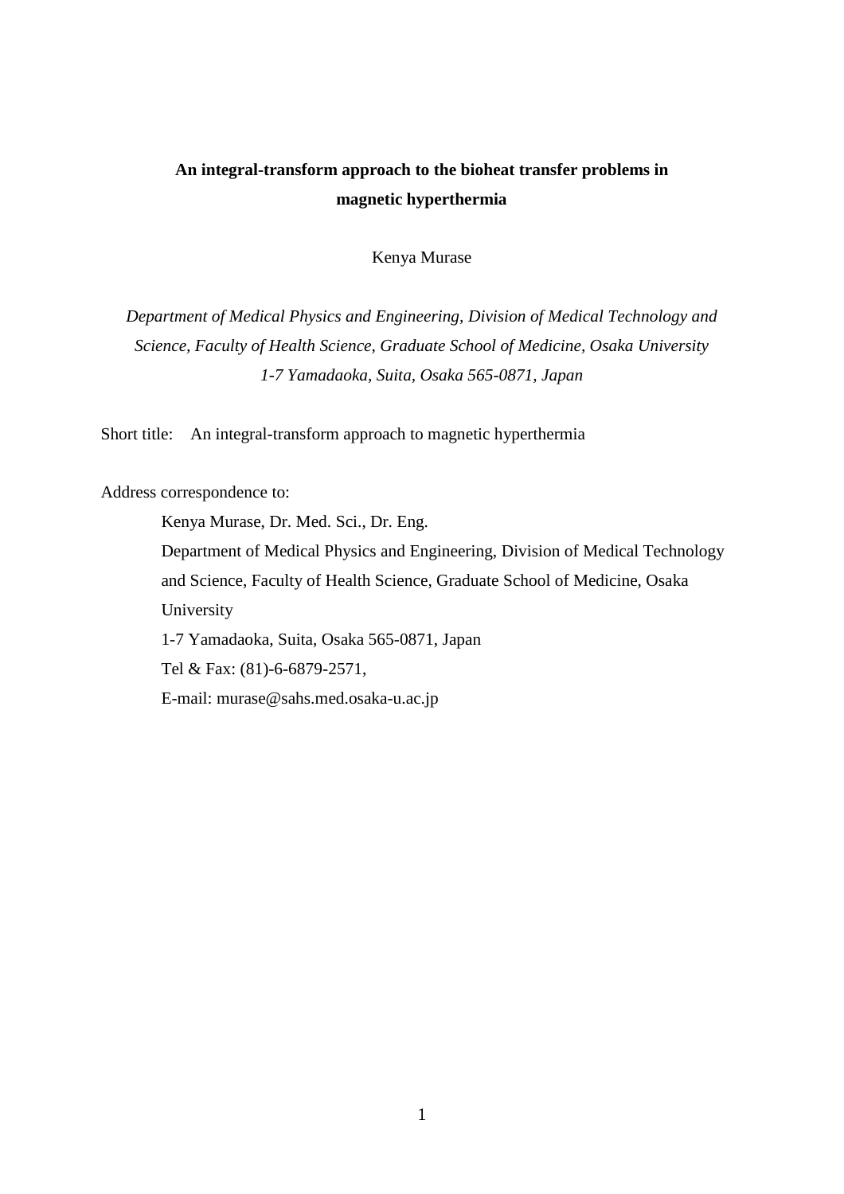# An integral-transform approach to the bioheat transfer problems in magnetic hyperthermia

Kenya Murase

*Department of Medical Physics and Engineering, Division of Medical Technology and Science, Faculty of Health Science, Graduate School of Medicine, Osaka University*
*1-7 Yamadaoka, Suita, Osaka 565-0871, Japan*

Short title: An integral-transform approach to magnetic hyperthermia

Address correspondence to:

Kenya Murase, Dr. Med. Sci., Dr. Eng.
Department of Medical Physics and Engineering, Division of Medical Technology and Science, Faculty of Health Science, Graduate School of Medicine, Osaka University
1-7 Yamadaoka, Suita, Osaka 565-0871, Japan
Tel & Fax: (81)-6-6879-2571,
E-mail: murase@sahs.med.osaka-u.ac.jp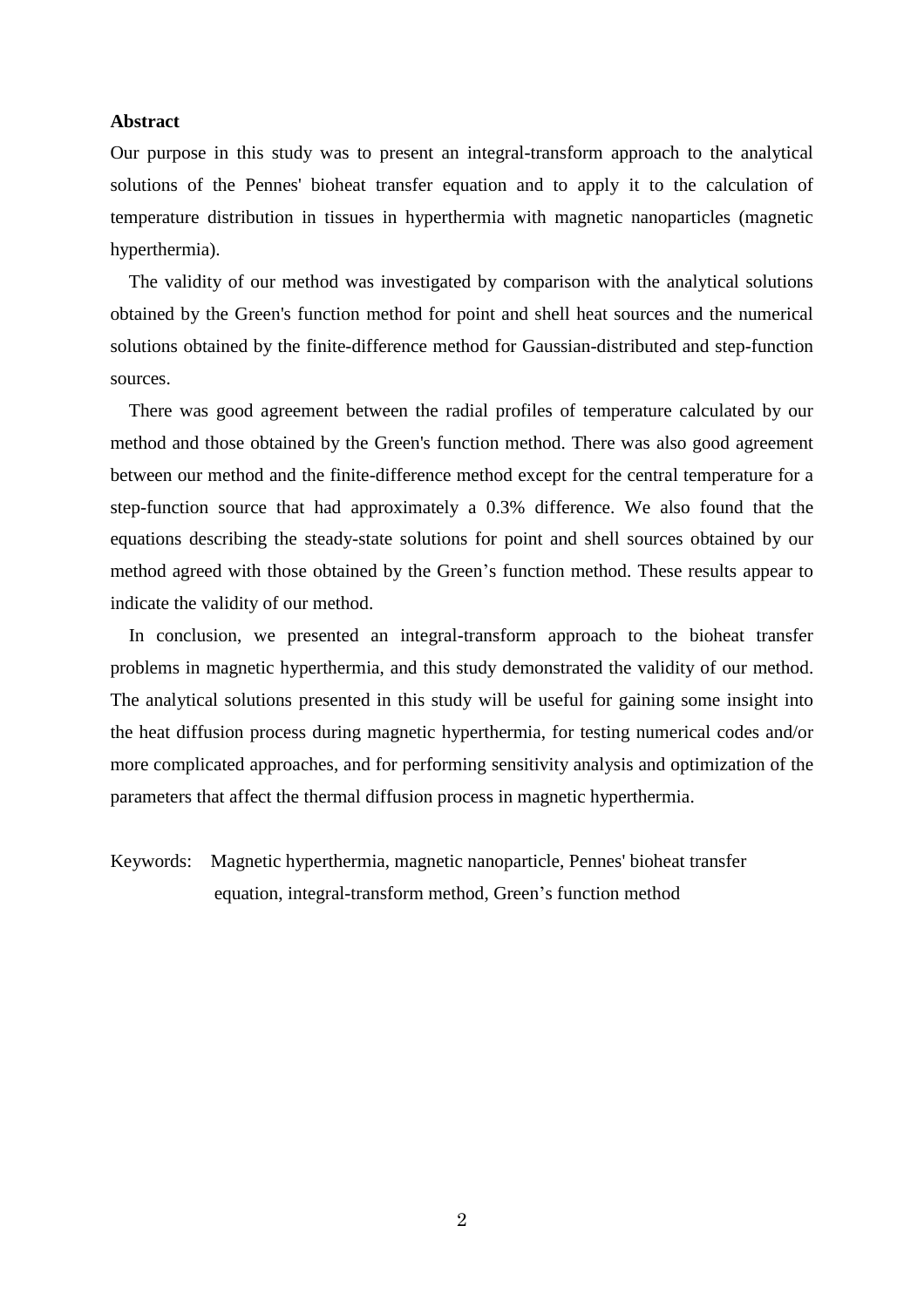**Abstract**

Our purpose in this study was to present an integral-transform approach to the analytical solutions of the Pennes' bioheat transfer equation and to apply it to the calculation of temperature distribution in tissues in hyperthermia with magnetic nanoparticles (magnetic hyperthermia).

The validity of our method was investigated by comparison with the analytical solutions obtained by the Green's function method for point and shell heat sources and the numerical solutions obtained by the finite-difference method for Gaussian-distributed and step-function sources.

There was good agreement between the radial profiles of temperature calculated by our method and those obtained by the Green's function method. There was also good agreement between our method and the finite-difference method except for the central temperature for a step-function source that had approximately a 0.3% difference. We also found that the equations describing the steady-state solutions for point and shell sources obtained by our method agreed with those obtained by the Green's function method. These results appear to indicate the validity of our method.

In conclusion, we presented an integral-transform approach to the bioheat transfer problems in magnetic hyperthermia, and this study demonstrated the validity of our method. The analytical solutions presented in this study will be useful for gaining some insight into the heat diffusion process during magnetic hyperthermia, for testing numerical codes and/or more complicated approaches, and for performing sensitivity analysis and optimization of the parameters that affect the thermal diffusion process in magnetic hyperthermia.

Keywords: Magnetic hyperthermia, magnetic nanoparticle, Pennes' bioheat transfer equation, integral-transform method, Green's function method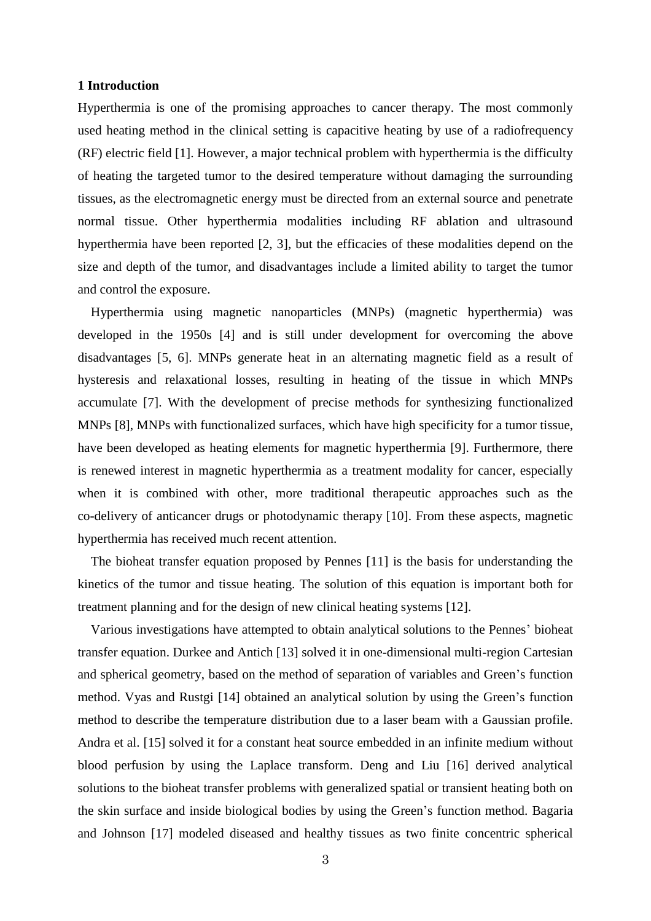## 1 Introduction

Hyperthermia is one of the promising approaches to cancer therapy. The most commonly used heating method in the clinical setting is capacitive heating by use of a radiofrequency (RF) electric field [1]. However, a major technical problem with hyperthermia is the difficulty of heating the targeted tumor to the desired temperature without damaging the surrounding tissues, as the electromagnetic energy must be directed from an external source and penetrate normal tissue. Other hyperthermia modalities including RF ablation and ultrasound hyperthermia have been reported [2, 3], but the efficacies of these modalities depend on the size and depth of the tumor, and disadvantages include a limited ability to target the tumor and control the exposure.

Hyperthermia using magnetic nanoparticles (MNPs) (magnetic hyperthermia) was developed in the 1950s [4] and is still under development for overcoming the above disadvantages [5, 6]. MNPs generate heat in an alternating magnetic field as a result of hysteresis and relaxational losses, resulting in heating of the tissue in which MNPs accumulate [7]. With the development of precise methods for synthesizing functionalized MNPs [8], MNPs with functionalized surfaces, which have high specificity for a tumor tissue, have been developed as heating elements for magnetic hyperthermia [9]. Furthermore, there is renewed interest in magnetic hyperthermia as a treatment modality for cancer, especially when it is combined with other, more traditional therapeutic approaches such as the co-delivery of anticancer drugs or photodynamic therapy [10]. From these aspects, magnetic hyperthermia has received much recent attention.

The bioheat transfer equation proposed by Pennes [11] is the basis for understanding the kinetics of the tumor and tissue heating. The solution of this equation is important both for treatment planning and for the design of new clinical heating systems [12].

Various investigations have attempted to obtain analytical solutions to the Pennes' bioheat transfer equation. Durkee and Antich [13] solved it in one-dimensional multi-region Cartesian and spherical geometry, based on the method of separation of variables and Green's function method. Vyas and Rustgi [14] obtained an analytical solution by using the Green's function method to describe the temperature distribution due to a laser beam with a Gaussian profile. Andra et al. [15] solved it for a constant heat source embedded in an infinite medium without blood perfusion by using the Laplace transform. Deng and Liu [16] derived analytical solutions to the bioheat transfer problems with generalized spatial or transient heating both on the skin surface and inside biological bodies by using the Green's function method. Bagaria and Johnson [17] modeled diseased and healthy tissues as two finite concentric spherical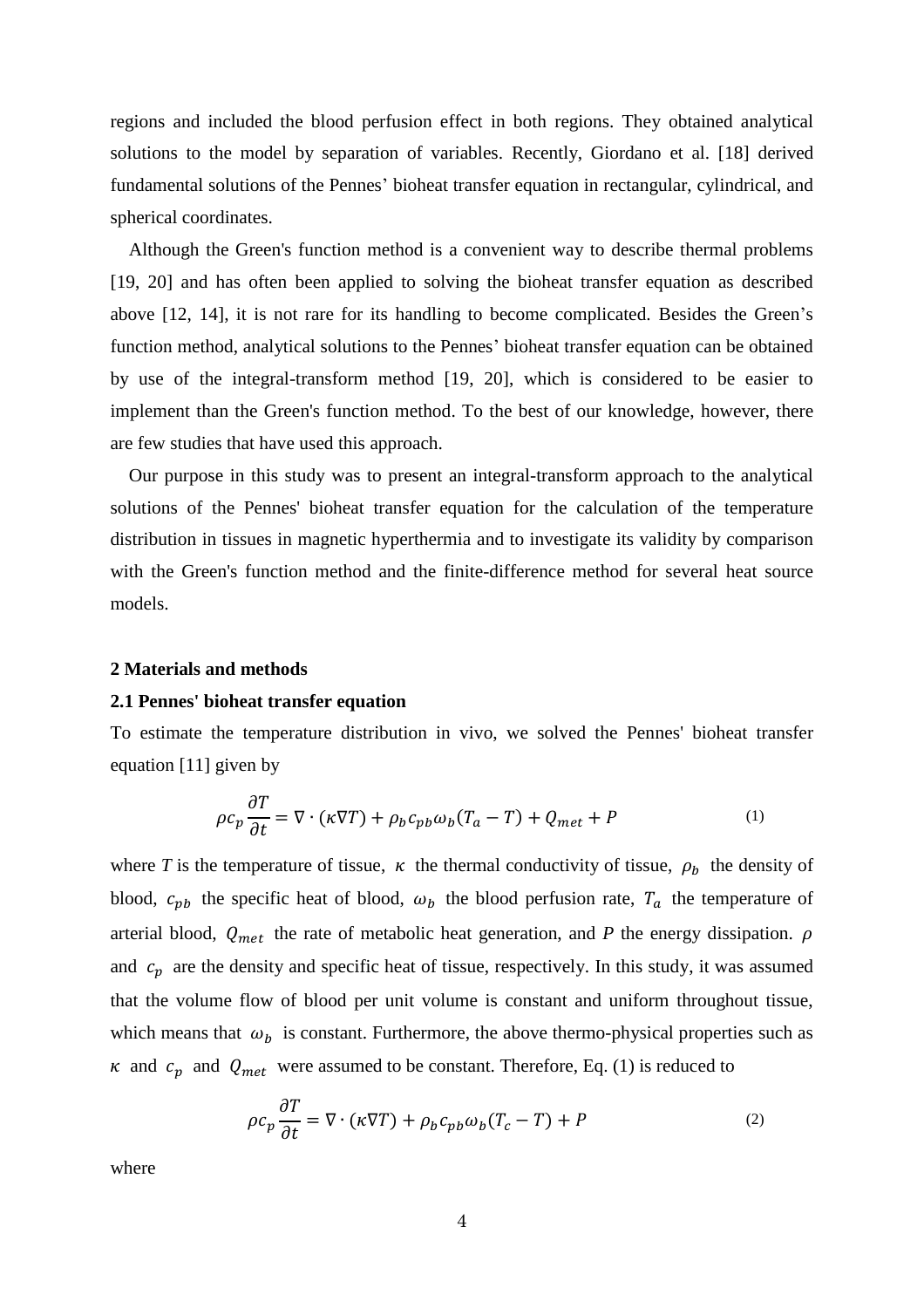regions and included the blood perfusion effect in both regions. They obtained analytical solutions to the model by separation of variables. Recently, Giordano et al. [18] derived fundamental solutions of the Pennes' bioheat transfer equation in rectangular, cylindrical, and spherical coordinates.

Although the Green's function method is a convenient way to describe thermal problems [19, 20] and has often been applied to solving the bioheat transfer equation as described above [12, 14], it is not rare for its handling to become complicated. Besides the Green's function method, analytical solutions to the Pennes' bioheat transfer equation can be obtained by use of the integral-transform method [19, 20], which is considered to be easier to implement than the Green's function method. To the best of our knowledge, however, there are few studies that have used this approach.

Our purpose in this study was to present an integral-transform approach to the analytical solutions of the Pennes' bioheat transfer equation for the calculation of the temperature distribution in tissues in magnetic hyperthermia and to investigate its validity by comparison with the Green's function method and the finite-difference method for several heat source models.

## 2 Materials and methods

### 2.1 Pennes' bioheat transfer equation

To estimate the temperature distribution in vivo, we solved the Pennes' bioheat transfer equation [11] given by

$$\rho c_p \frac{\partial T}{\partial t} = \nabla \cdot (\kappa \nabla T) + \rho_b c_{pb} \omega_b (T_a - T) + Q_{met} + P \tag{1}$$

where $T$ is the temperature of tissue, $\kappa$ the thermal conductivity of tissue, $\rho_b$ the density of blood, $c_{pb}$ the specific heat of blood, $\omega_b$ the blood perfusion rate, $T_a$ the temperature of arterial blood, $Q_{met}$ the rate of metabolic heat generation, and $P$ the energy dissipation. $\rho$ and $c_p$ are the density and specific heat of tissue, respectively. In this study, it was assumed that the volume flow of blood per unit volume is constant and uniform throughout tissue, which means that $\omega_b$ is constant. Furthermore, the above thermo-physical properties such as $\kappa$ and $c_p$ and $Q_{met}$ were assumed to be constant. Therefore, Eq. (1) is reduced to

$$\rho c_p \frac{\partial T}{\partial t} = \nabla \cdot (\kappa \nabla T) + \rho_b c_{pb} \omega_b (T_c - T) + P \tag{2}$$

where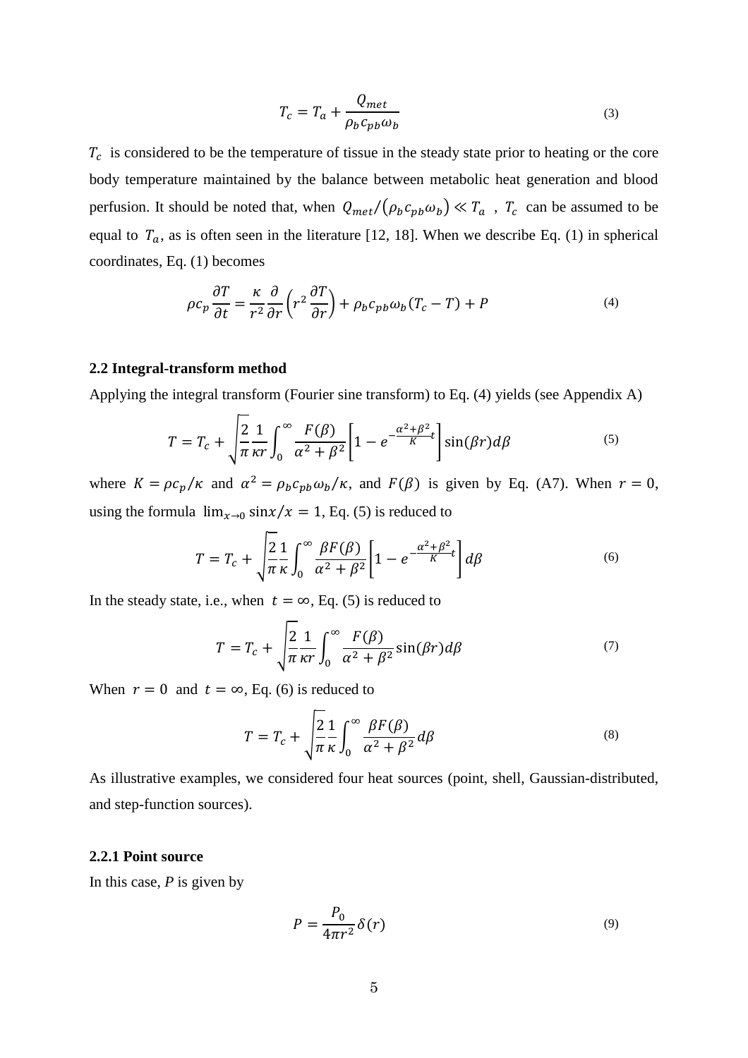$$T_c = T_a + \frac{Q_{met}}{\rho_b c_{pb} \omega_b} \tag{3}$$

$T_c$ is considered to be the temperature of tissue in the steady state prior to heating or the core body temperature maintained by the balance between metabolic heat generation and blood perfusion. It should be noted that, when $Q_{met}/(\rho_b c_{pb} \omega_b) \ll T_a$, $T_c$ can be assumed to be equal to $T_a$, as is often seen in the literature [12, 18]. When we describe Eq. (1) in spherical coordinates, Eq. (1) becomes

$$\rho c_p \frac{\partial T}{\partial t} = \frac{\kappa}{r^2} \frac{\partial}{\partial r}\left(r^2 \frac{\partial T}{\partial r}\right) + \rho_b c_{pb} \omega_b (T_c - T) + P \tag{4}$$

### 2.2 Integral-transform method

Applying the integral transform (Fourier sine transform) to Eq. (4) yields (see Appendix A)

$$T = T_c + \sqrt{\frac{2}{\pi}} \frac{1}{\kappa r} \int_0^\infty \frac{F(\beta)}{\alpha^2 + \beta^2} \left[1 - e^{-\frac{\alpha^2 + \beta^2}{K} t}\right] \sin(\beta r) d\beta \tag{5}$$

where $K = \rho c_p / \kappa$ and $\alpha^2 = \rho_b c_{pb} \omega_b / \kappa$, and $F(\beta)$ is given by Eq. (A7). When $r = 0$, using the formula $\lim_{x \to 0} \sin x / x = 1$, Eq. (5) is reduced to

$$T = T_c + \sqrt{\frac{2}{\pi}} \frac{1}{\kappa} \int_0^\infty \frac{\beta F(\beta)}{\alpha^2 + \beta^2} \left[1 - e^{-\frac{\alpha^2 + \beta^2}{K} t}\right] d\beta \tag{6}$$

In the steady state, i.e., when $t = \infty$, Eq. (5) is reduced to

$$T = T_c + \sqrt{\frac{2}{\pi}} \frac{1}{\kappa r} \int_0^\infty \frac{F(\beta)}{\alpha^2 + \beta^2} \sin(\beta r) d\beta \tag{7}$$

When $r = 0$ and $t = \infty$, Eq. (6) is reduced to

$$T = T_c + \sqrt{\frac{2}{\pi}} \frac{1}{\kappa} \int_0^\infty \frac{\beta F(\beta)}{\alpha^2 + \beta^2} d\beta \tag{8}$$

As illustrative examples, we considered four heat sources (point, shell, Gaussian-distributed, and step-function sources).

#### 2.2.1 Point source

In this case, $P$ is given by

$$P = \frac{P_0}{4\pi r^2} \delta(r) \tag{9}$$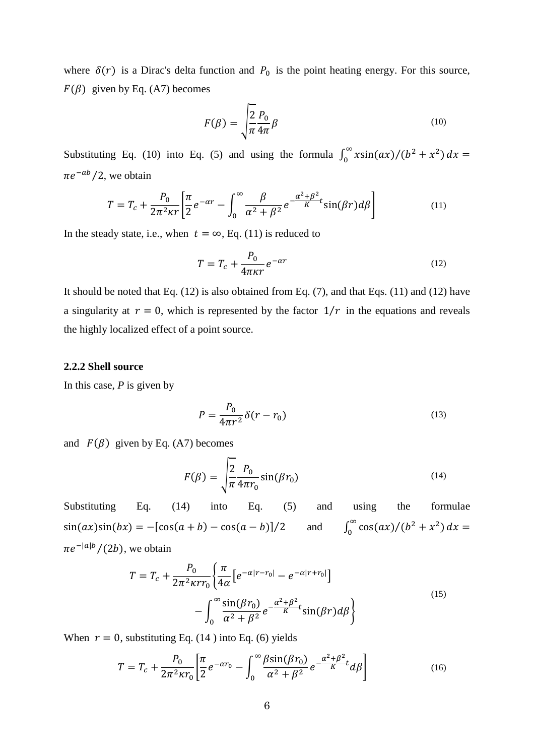where $\delta(r)$ is a Dirac's delta function and $P_0$ is the point heating energy. For this source, $F(\beta)$ given by Eq. (A7) becomes

$$F(\beta) = \sqrt{\frac{2}{\pi}} \frac{P_0}{4\pi} \beta \tag{10}$$

Substituting Eq. (10) into Eq. (5) and using the formula $\int_0^\infty x\sin(ax)/(b^2 + x^2)\,dx = \pi e^{-ab}/2$, we obtain

$$T = T_c + \frac{P_0}{2\pi^2 \kappa r}\left[\frac{\pi}{2} e^{-\alpha r} - \int_0^\infty \frac{\beta}{\alpha^2 + \beta^2} e^{-\frac{\alpha^2+\beta^2}{K}t} \sin(\beta r) d\beta\right] \tag{11}$$

In the steady state, i.e., when $t = \infty$, Eq. (11) is reduced to

$$T = T_c + \frac{P_0}{4\pi\kappa r} e^{-\alpha r} \tag{12}$$

It should be noted that Eq. (12) is also obtained from Eq. (7), and that Eqs. (11) and (12) have a singularity at $r = 0$, which is represented by the factor $1/r$ in the equations and reveals the highly localized effect of a point source.

### 2.2.2 Shell source

In this case, $P$ is given by

$$P = \frac{P_0}{4\pi r^2} \delta(r - r_0) \tag{13}$$

and $F(\beta)$ given by Eq. (A7) becomes

$$F(\beta) = \sqrt{\frac{2}{\pi}} \frac{P_0}{4\pi r_0} \sin(\beta r_0) \tag{14}$$

Substituting Eq. (14) into Eq. (5) and using the formulae $\sin(ax)\sin(bx) = -[\cos(a+b) - \cos(a-b)]/2$ and $\int_0^\infty \cos(ax)/(b^2 + x^2)\,dx = \pi e^{-|a|b}/(2b)$, we obtain

$$T = T_c + \frac{P_0}{2\pi^2 \kappa r r_0}\left\{\frac{\pi}{4\alpha}\left[e^{-\alpha|r-r_0|} - e^{-\alpha|r+r_0|}\right] - \int_0^\infty \frac{\sin(\beta r_0)}{\alpha^2 + \beta^2} e^{-\frac{\alpha^2+\beta^2}{K}t} \sin(\beta r) d\beta\right\} \tag{15}$$

When $r = 0$, substituting Eq. (14 ) into Eq. (6) yields

$$T = T_c + \frac{P_0}{2\pi^2 \kappa r_0}\left[\frac{\pi}{2} e^{-\alpha r_0} - \int_0^\infty \frac{\beta \sin(\beta r_0)}{\alpha^2 + \beta^2} e^{-\frac{\alpha^2+\beta^2}{K}t} d\beta\right] \tag{16}$$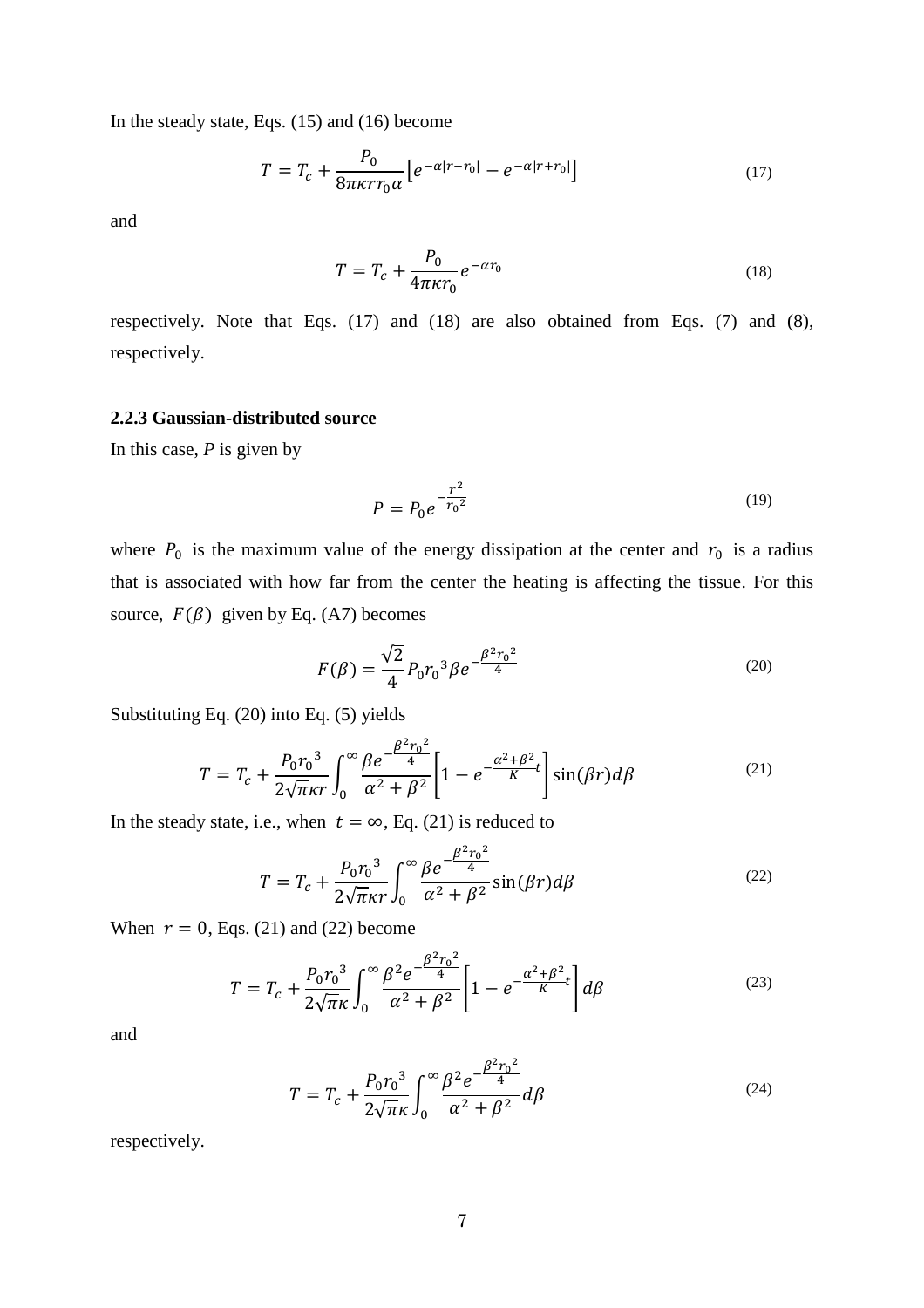In the steady state, Eqs. (15) and (16) become

$$T = T_c + \frac{P_0}{8\pi\kappa r r_0 \alpha}\left[e^{-\alpha|r-r_0|} - e^{-\alpha|r+r_0|}\right] \tag{17}$$

and

$$T = T_c + \frac{P_0}{4\pi\kappa r_0} e^{-\alpha r_0} \tag{18}$$

respectively. Note that Eqs. (17) and (18) are also obtained from Eqs. (7) and (8), respectively.

### 2.2.3 Gaussian-distributed source

In this case, $P$ is given by

$$P = P_0 e^{-\frac{r^2}{r_0{}^2}} \tag{19}$$

where $P_0$ is the maximum value of the energy dissipation at the center and $r_0$ is a radius that is associated with how far from the center the heating is affecting the tissue. For this source, $F(\beta)$ given by Eq. (A7) becomes

$$F(\beta) = \frac{\sqrt{2}}{4} P_0 r_0{}^3 \beta e^{-\frac{\beta^2 r_0{}^2}{4}} \tag{20}$$

Substituting Eq. (20) into Eq. (5) yields

$$T = T_c + \frac{P_0 r_0{}^3}{2\sqrt{\pi}\kappa r}\int_0^\infty \frac{\beta e^{-\frac{\beta^2 r_0{}^2}{4}}}{\alpha^2 + \beta^2}\left[1 - e^{-\frac{\alpha^2+\beta^2}{K}t}\right]\sin(\beta r)\, d\beta \tag{21}$$

In the steady state, i.e., when $t = \infty$, Eq. (21) is reduced to

$$T = T_c + \frac{P_0 r_0{}^3}{2\sqrt{\pi}\kappa r}\int_0^\infty \frac{\beta e^{-\frac{\beta^2 r_0{}^2}{4}}}{\alpha^2 + \beta^2}\sin(\beta r)\, d\beta \tag{22}$$

When $r = 0$, Eqs. (21) and (22) become

$$T = T_c + \frac{P_0 r_0{}^3}{2\sqrt{\pi}\kappa}\int_0^\infty \frac{\beta^2 e^{-\frac{\beta^2 r_0{}^2}{4}}}{\alpha^2 + \beta^2}\left[1 - e^{-\frac{\alpha^2+\beta^2}{K}t}\right] d\beta \tag{23}$$

and

$$T = T_c + \frac{P_0 r_0{}^3}{2\sqrt{\pi}\kappa}\int_0^\infty \frac{\beta^2 e^{-\frac{\beta^2 r_0{}^2}{4}}}{\alpha^2 + \beta^2}\, d\beta \tag{24}$$

respectively.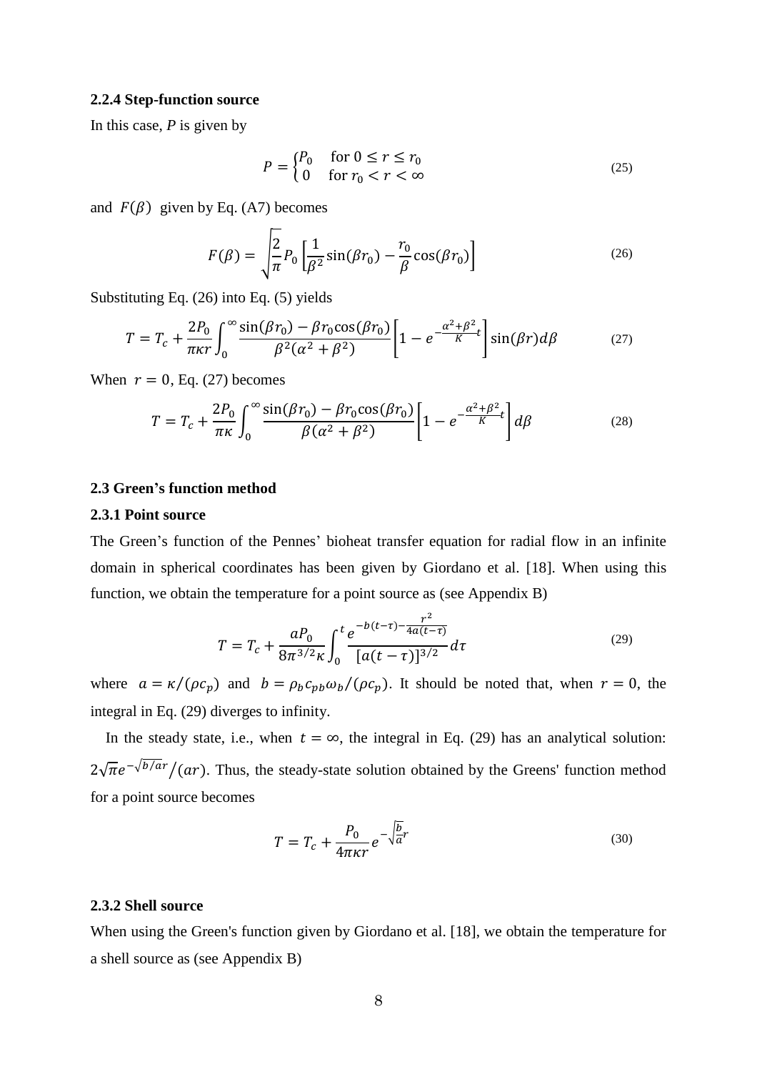### 2.2.4 Step-function source

In this case, $P$ is given by

$$P = \begin{cases} P_0 & \text{for } 0 \leq r \leq r_0 \\ 0 & \text{for } r_0 < r < \infty \end{cases} \tag{25}$$

and $F(\beta)$ given by Eq. (A7) becomes

$$F(\beta) = \sqrt{\frac{2}{\pi}} P_0 \left[ \frac{1}{\beta^2} \sin(\beta r_0) - \frac{r_0}{\beta} \cos(\beta r_0) \right] \tag{26}$$

Substituting Eq. (26) into Eq. (5) yields

$$T = T_c + \frac{2P_0}{\pi \kappa r} \int_0^\infty \frac{\sin(\beta r_0) - \beta r_0 \cos(\beta r_0)}{\beta^2(\alpha^2 + \beta^2)} \left[ 1 - e^{-\frac{\alpha^2 + \beta^2}{K} t} \right] \sin(\beta r) d\beta \tag{27}$$

When $r = 0$, Eq. (27) becomes

$$T = T_c + \frac{2P_0}{\pi \kappa} \int_0^\infty \frac{\sin(\beta r_0) - \beta r_0 \cos(\beta r_0)}{\beta(\alpha^2 + \beta^2)} \left[ 1 - e^{-\frac{\alpha^2 + \beta^2}{K} t} \right] d\beta \tag{28}$$

## 2.3 Green's function method

### 2.3.1 Point source

The Green's function of the Pennes' bioheat transfer equation for radial flow in an infinite domain in spherical coordinates has been given by Giordano et al. [18]. When using this function, we obtain the temperature for a point source as (see Appendix B)

$$T = T_c + \frac{aP_0}{8\pi^{3/2}\kappa} \int_0^t \frac{e^{-b(t-\tau) - \frac{r^2}{4a(t-\tau)}}}{[a(t-\tau)]^{3/2}} d\tau \tag{29}$$

where $a = \kappa/(\rho c_p)$ and $b = \rho_b c_{pb} \omega_b/(\rho c_p)$. It should be noted that, when $r = 0$, the integral in Eq. (29) diverges to infinity.

In the steady state, i.e., when $t = \infty$, the integral in Eq. (29) has an analytical solution: $2\sqrt{\pi} e^{-\sqrt{b/a}r}/(ar)$. Thus, the steady-state solution obtained by the Greens' function method for a point source becomes

$$T = T_c + \frac{P_0}{4\pi \kappa r} e^{-\sqrt{\frac{b}{a}}r} \tag{30}$$

### 2.3.2 Shell source

When using the Green's function given by Giordano et al. [18], we obtain the temperature for a shell source as (see Appendix B)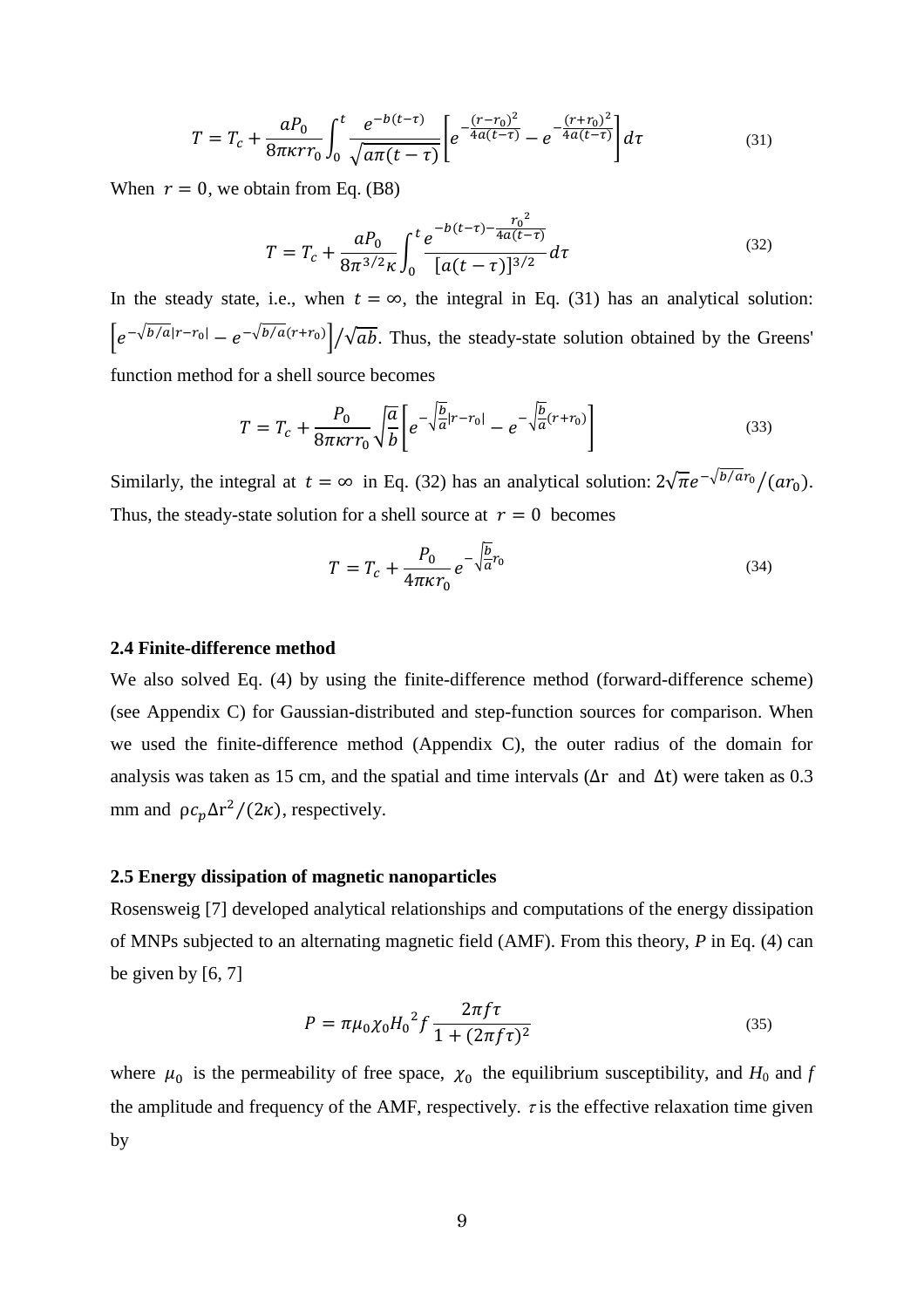$$T = T_c + \frac{aP_0}{8\pi\kappa r r_0}\int_0^t \frac{e^{-b(t-\tau)}}{\sqrt{a\pi(t-\tau)}}\left[e^{-\frac{(r-r_0)^2}{4a(t-\tau)}} - e^{-\frac{(r+r_0)^2}{4a(t-\tau)}}\right]d\tau \tag{31}$$

When $r = 0$, we obtain from Eq. (B8)

$$T = T_c + \frac{aP_0}{8\pi^{3/2}\kappa}\int_0^t \frac{e^{-b(t-\tau)-\frac{r_0^2}{4a(t-\tau)}}}{[a(t-\tau)]^{3/2}}d\tau \tag{32}$$

In the steady state, i.e., when $t = \infty$, the integral in Eq. (31) has an analytical solution: $\left[e^{-\sqrt{b/a}|r-r_0|} - e^{-\sqrt{b/a}(r+r_0)}\right]/\sqrt{ab}$. Thus, the steady-state solution obtained by the Greens' function method for a shell source becomes

$$T = T_c + \frac{P_0}{8\pi\kappa r r_0}\sqrt{\frac{a}{b}}\left[e^{-\sqrt{\frac{b}{a}}|r-r_0|} - e^{-\sqrt{\frac{b}{a}}(r+r_0)}\right] \tag{33}$$

Similarly, the integral at $t = \infty$ in Eq. (32) has an analytical solution: $2\sqrt{\pi}e^{-\sqrt{b/a}r_0}/(ar_0)$. Thus, the steady-state solution for a shell source at $r = 0$ becomes

$$T = T_c + \frac{P_0}{4\pi\kappa r_0}e^{-\sqrt{\frac{b}{a}}r_0} \tag{34}$$

### 2.4 Finite-difference method

We also solved Eq. (4) by using the finite-difference method (forward-difference scheme) (see Appendix C) for Gaussian-distributed and step-function sources for comparison. When we used the finite-difference method (Appendix C), the outer radius of the domain for analysis was taken as 15 cm, and the spatial and time intervals ($\Delta$r and $\Delta$t) were taken as 0.3 mm and $\rho c_p \Delta r^2/(2\kappa)$, respectively.

### 2.5 Energy dissipation of magnetic nanoparticles

Rosensweig [7] developed analytical relationships and computations of the energy dissipation of MNPs subjected to an alternating magnetic field (AMF). From this theory, *P* in Eq. (4) can be given by [6, 7]

$$P = \pi\mu_0\chi_0 {H_0}^2 f\frac{2\pi f\tau}{1+(2\pi f\tau)^2} \tag{35}$$

where $\mu_0$ is the permeability of free space, $\chi_0$ the equilibrium susceptibility, and $H_0$ and $f$ the amplitude and frequency of the AMF, respectively. $\tau$ is the effective relaxation time given by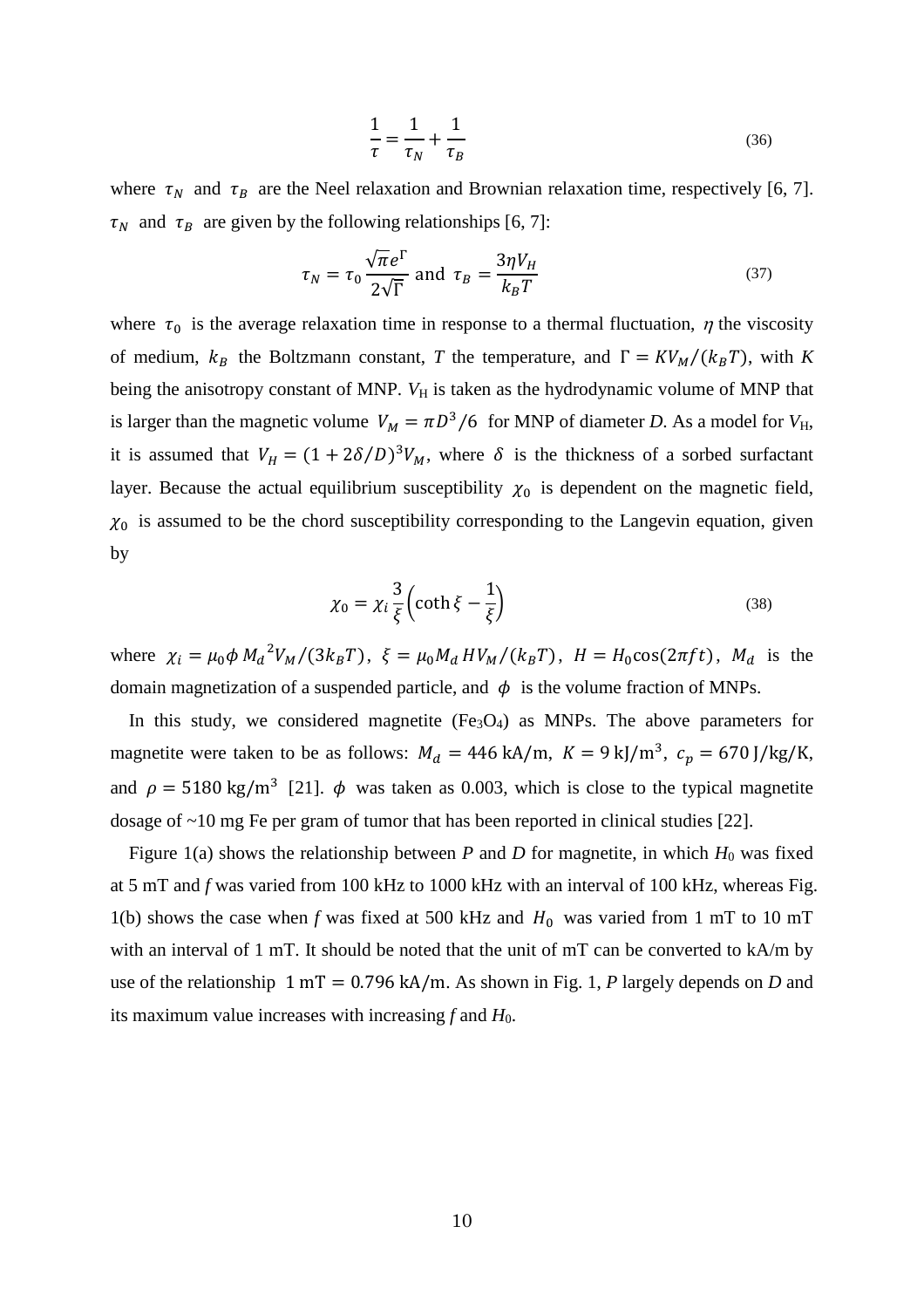$$\frac{1}{\tau} = \frac{1}{\tau_N} + \frac{1}{\tau_B} \tag{36}$$

where $\tau_N$ and $\tau_B$ are the Neel relaxation and Brownian relaxation time, respectively [6, 7]. $\tau_N$ and $\tau_B$ are given by the following relationships [6, 7]:

$$\tau_N = \tau_0 \frac{\sqrt{\pi} e^{\Gamma}}{2\sqrt{\Gamma}} \text{ and } \tau_B = \frac{3\eta V_H}{k_B T} \tag{37}$$

where $\tau_0$ is the average relaxation time in response to a thermal fluctuation, $\eta$ the viscosity of medium, $k_B$ the Boltzmann constant, $T$ the temperature, and $\Gamma = KV_M/(k_B T)$, with $K$ being the anisotropy constant of MNP. $V_H$ is taken as the hydrodynamic volume of MNP that is larger than the magnetic volume $V_M = \pi D^3/6$ for MNP of diameter $D$. As a model for $V_H$, it is assumed that $V_H = (1 + 2\delta/D)^3 V_M$, where $\delta$ is the thickness of a sorbed surfactant layer. Because the actual equilibrium susceptibility $\chi_0$ is dependent on the magnetic field, $\chi_0$ is assumed to be the chord susceptibility corresponding to the Langevin equation, given by

$$\chi_0 = \chi_i \frac{3}{\xi}\left(\coth\xi - \frac{1}{\xi}\right) \tag{38}$$

where $\chi_i = \mu_0 \phi M_d^{\,2} V_M/(3k_B T)$, $\xi = \mu_0 M_d H V_M/(k_B T)$, $H = H_0 \cos(2\pi f t)$, $M_d$ is the domain magnetization of a suspended particle, and $\phi$ is the volume fraction of MNPs.

In this study, we considered magnetite ($Fe_3O_4$) as MNPs. The above parameters for magnetite were taken to be as follows: $M_d = 446\ \text{kA/m}$, $K = 9\ \text{kJ/m}^3$, $c_p = 670\ \text{J/kg/K}$, and $\rho = 5180\ \text{kg/m}^3$ [21]. $\phi$ was taken as 0.003, which is close to the typical magnetite dosage of ~10 mg Fe per gram of tumor that has been reported in clinical studies [22].

Figure 1(a) shows the relationship between $P$ and $D$ for magnetite, in which $H_0$ was fixed at 5 mT and $f$ was varied from 100 kHz to 1000 kHz with an interval of 100 kHz, whereas Fig. 1(b) shows the case when $f$ was fixed at 500 kHz and $H_0$ was varied from 1 mT to 10 mT with an interval of 1 mT. It should be noted that the unit of mT can be converted to kA/m by use of the relationship $1\ \text{mT} = 0.796\ \text{kA/m}$. As shown in Fig. 1, $P$ largely depends on $D$ and its maximum value increases with increasing $f$ and $H_0$.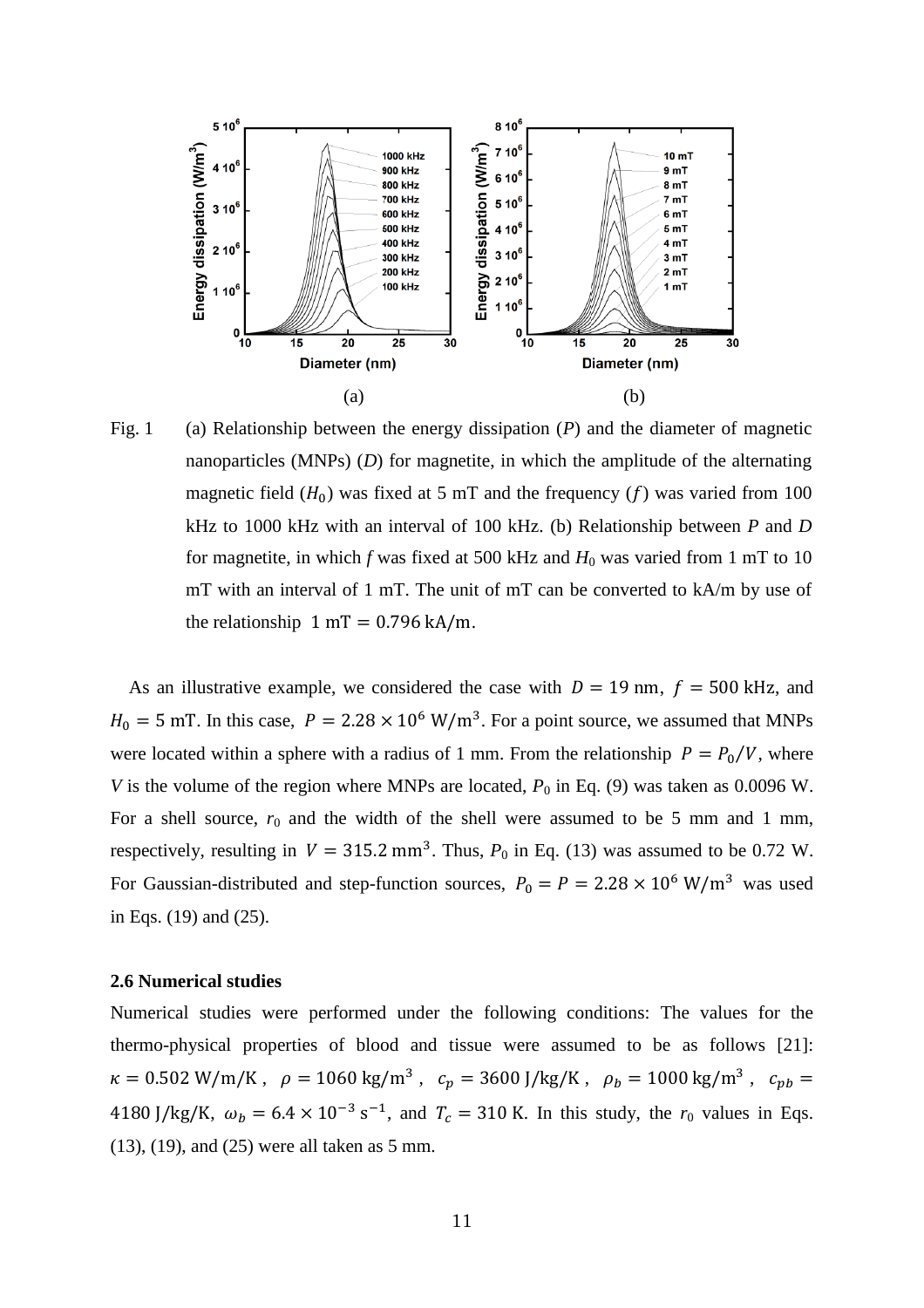Fig. 1 (a) Relationship between the energy dissipation ($P$) and the diameter of magnetic nanoparticles (MNPs) ($D$) for magnetite, in which the amplitude of the alternating magnetic field ($H_0$) was fixed at 5 mT and the frequency ($f$) was varied from 100 kHz to 1000 kHz with an interval of 100 kHz. (b) Relationship between $P$ and $D$ for magnetite, in which $f$ was fixed at 500 kHz and $H_0$ was varied from 1 mT to 10 mT with an interval of 1 mT. The unit of mT can be converted to kA/m by use of the relationship $1\ \mathrm{mT} = 0.796\ \mathrm{kA/m}$.

As an illustrative example, we considered the case with $D = 19$ nm, $f = 500$ kHz, and $H_0 = 5$ mT. In this case, $P = 2.28 \times 10^6\ \mathrm{W/m^3}$. For a point source, we assumed that MNPs were located within a sphere with a radius of 1 mm. From the relationship $P = P_0/V$, where $V$ is the volume of the region where MNPs are located, $P_0$ in Eq. (9) was taken as 0.0096 W. For a shell source, $r_0$ and the width of the shell were assumed to be 5 mm and 1 mm, respectively, resulting in $V = 315.2\ \mathrm{mm^3}$. Thus, $P_0$ in Eq. (13) was assumed to be 0.72 W. For Gaussian-distributed and step-function sources, $P_0 = P = 2.28 \times 10^6\ \mathrm{W/m^3}$ was used in Eqs. (19) and (25).

### 2.6 Numerical studies

Numerical studies were performed under the following conditions: The values for the thermo-physical properties of blood and tissue were assumed to be as follows [21]: $\kappa = 0.502\ \mathrm{W/m/K}$, $\rho = 1060\ \mathrm{kg/m^3}$, $c_p = 3600\ \mathrm{J/kg/K}$, $\rho_b = 1000\ \mathrm{kg/m^3}$, $c_{pb} = 4180\ \mathrm{J/kg/K}$, $\omega_b = 6.4 \times 10^{-3}\ \mathrm{s^{-1}}$, and $T_c = 310$ K. In this study, the $r_0$ values in Eqs. (13), (19), and (25) were all taken as 5 mm.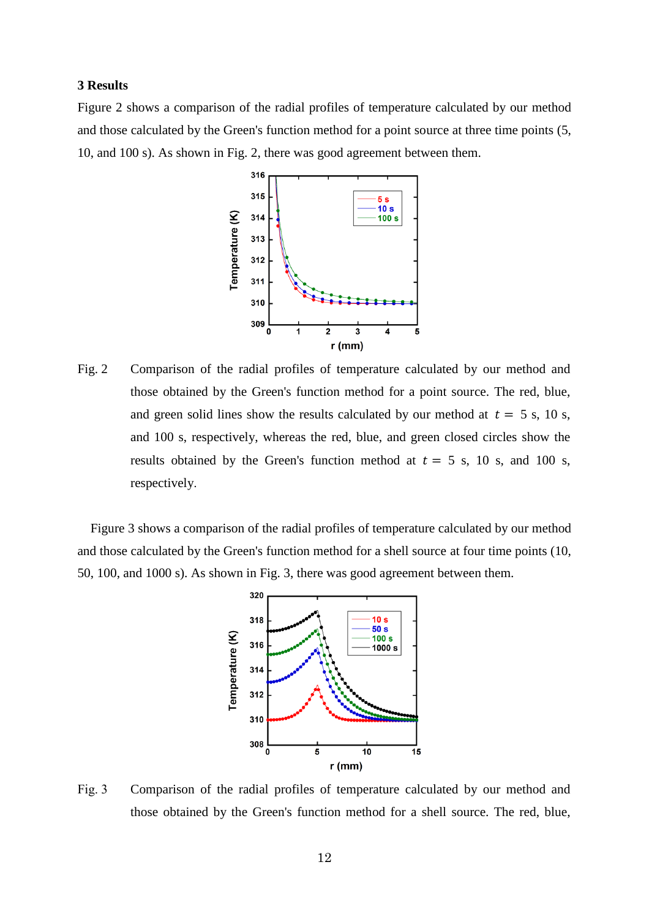## 3 Results

Figure 2 shows a comparison of the radial profiles of temperature calculated by our method and those calculated by the Green's function method for a point source at three time points (5, 10, and 100 s). As shown in Fig. 2, there was good agreement between them.

Fig. 2 Comparison of the radial profiles of temperature calculated by our method and those obtained by the Green's function method for a point source. The red, blue, and green solid lines show the results calculated by our method at $t$ = 5 s, 10 s, and 100 s, respectively, whereas the red, blue, and green closed circles show the results obtained by the Green's function method at $t$ = 5 s, 10 s, and 100 s, respectively.

Figure 3 shows a comparison of the radial profiles of temperature calculated by our method and those calculated by the Green's function method for a shell source at four time points (10, 50, 100, and 1000 s). As shown in Fig. 3, there was good agreement between them.

Fig. 3 Comparison of the radial profiles of temperature calculated by our method and those obtained by the Green's function method for a shell source. The red, blue,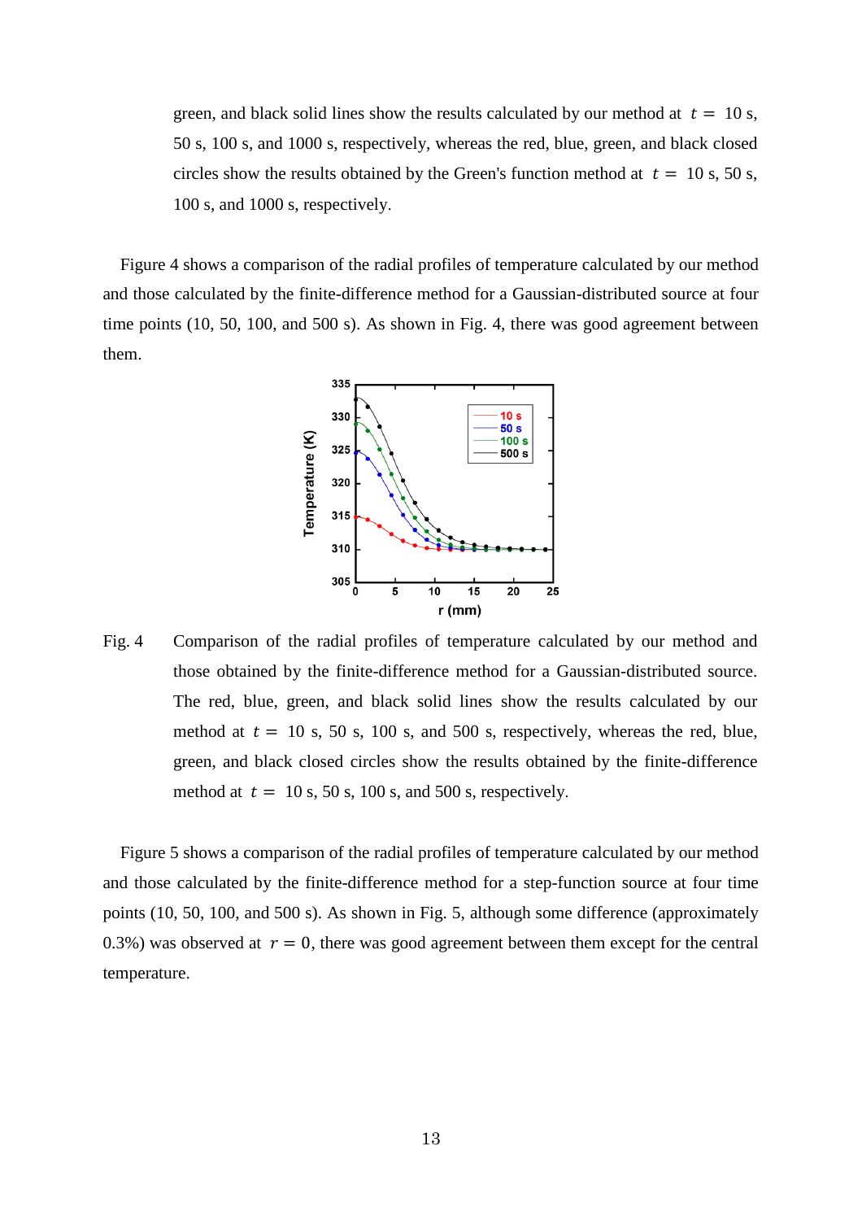green, and black solid lines show the results calculated by our method at $t =$ 10 s, 50 s, 100 s, and 1000 s, respectively, whereas the red, blue, green, and black closed circles show the results obtained by the Green's function method at $t =$ 10 s, 50 s, 100 s, and 1000 s, respectively.

Figure 4 shows a comparison of the radial profiles of temperature calculated by our method and those calculated by the finite-difference method for a Gaussian-distributed source at four time points (10, 50, 100, and 500 s). As shown in Fig. 4, there was good agreement between them.

Fig. 4 Comparison of the radial profiles of temperature calculated by our method and those obtained by the finite-difference method for a Gaussian-distributed source. The red, blue, green, and black solid lines show the results calculated by our method at $t =$ 10 s, 50 s, 100 s, and 500 s, respectively, whereas the red, blue, green, and black closed circles show the results obtained by the finite-difference method at $t =$ 10 s, 50 s, 100 s, and 500 s, respectively.

Figure 5 shows a comparison of the radial profiles of temperature calculated by our method and those calculated by the finite-difference method for a step-function source at four time points (10, 50, 100, and 500 s). As shown in Fig. 5, although some difference (approximately 0.3%) was observed at $r = 0$, there was good agreement between them except for the central temperature.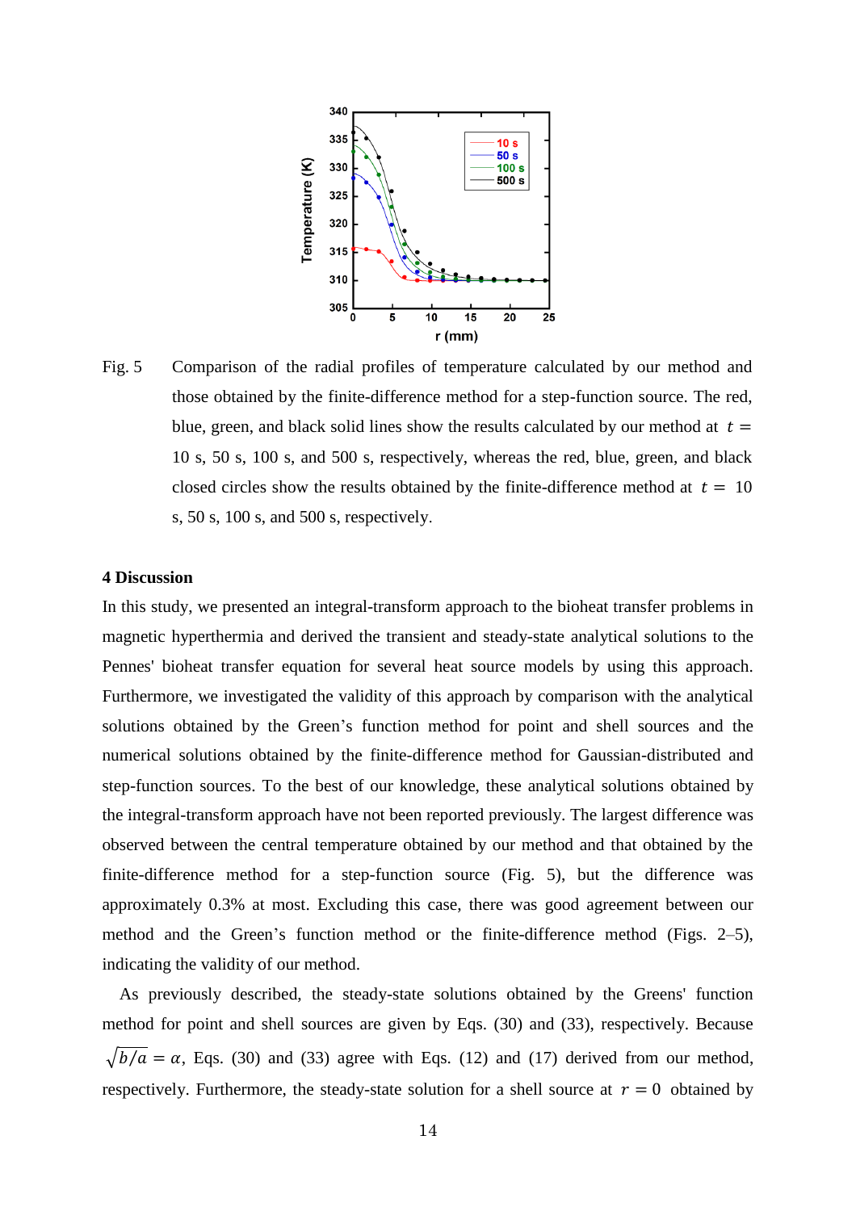Fig. 5 Comparison of the radial profiles of temperature calculated by our method and those obtained by the finite-difference method for a step-function source. The red, blue, green, and black solid lines show the results calculated by our method at $t =$ 10 s, 50 s, 100 s, and 500 s, respectively, whereas the red, blue, green, and black closed circles show the results obtained by the finite-difference method at $t =$ 10 s, 50 s, 100 s, and 500 s, respectively.

## 4 Discussion

In this study, we presented an integral-transform approach to the bioheat transfer problems in magnetic hyperthermia and derived the transient and steady-state analytical solutions to the Pennes' bioheat transfer equation for several heat source models by using this approach. Furthermore, we investigated the validity of this approach by comparison with the analytical solutions obtained by the Green's function method for point and shell sources and the numerical solutions obtained by the finite-difference method for Gaussian-distributed and step-function sources. To the best of our knowledge, these analytical solutions obtained by the integral-transform approach have not been reported previously. The largest difference was observed between the central temperature obtained by our method and that obtained by the finite-difference method for a step-function source (Fig. 5), but the difference was approximately 0.3% at most. Excluding this case, there was good agreement between our method and the Green's function method or the finite-difference method (Figs. 2–5), indicating the validity of our method.

As previously described, the steady-state solutions obtained by the Greens' function method for point and shell sources are given by Eqs. (30) and (33), respectively. Because $\sqrt{b/a} = \alpha$, Eqs. (30) and (33) agree with Eqs. (12) and (17) derived from our method, respectively. Furthermore, the steady-state solution for a shell source at $r = 0$ obtained by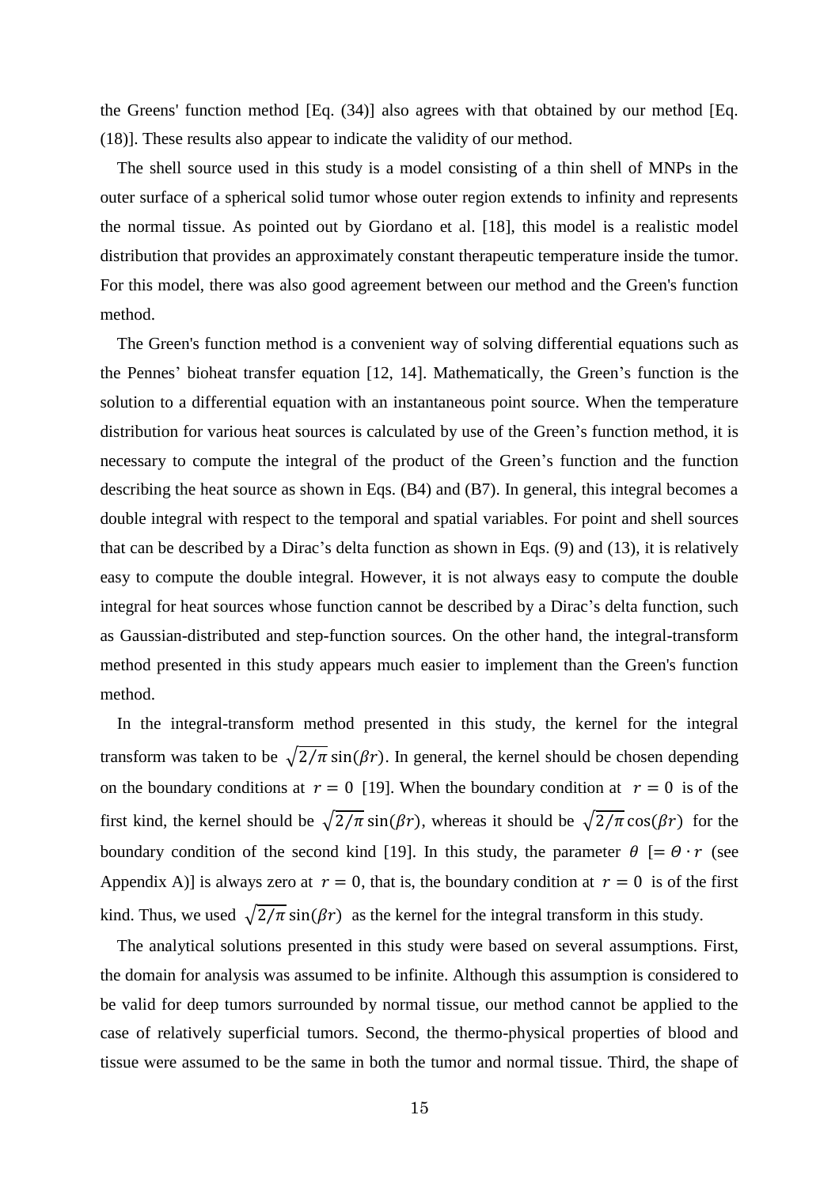the Greens' function method [Eq. (34)] also agrees with that obtained by our method [Eq. (18)]. These results also appear to indicate the validity of our method.

The shell source used in this study is a model consisting of a thin shell of MNPs in the outer surface of a spherical solid tumor whose outer region extends to infinity and represents the normal tissue. As pointed out by Giordano et al. [18], this model is a realistic model distribution that provides an approximately constant therapeutic temperature inside the tumor. For this model, there was also good agreement between our method and the Green's function method.

The Green's function method is a convenient way of solving differential equations such as the Pennes' bioheat transfer equation [12, 14]. Mathematically, the Green's function is the solution to a differential equation with an instantaneous point source. When the temperature distribution for various heat sources is calculated by use of the Green's function method, it is necessary to compute the integral of the product of the Green's function and the function describing the heat source as shown in Eqs. (B4) and (B7). In general, this integral becomes a double integral with respect to the temporal and spatial variables. For point and shell sources that can be described by a Dirac's delta function as shown in Eqs. (9) and (13), it is relatively easy to compute the double integral. However, it is not always easy to compute the double integral for heat sources whose function cannot be described by a Dirac's delta function, such as Gaussian-distributed and step-function sources. On the other hand, the integral-transform method presented in this study appears much easier to implement than the Green's function method.

In the integral-transform method presented in this study, the kernel for the integral transform was taken to be $\sqrt{2/\pi}\sin(\beta r)$. In general, the kernel should be chosen depending on the boundary conditions at $r = 0$ [19]. When the boundary condition at $r = 0$ is of the first kind, the kernel should be $\sqrt{2/\pi}\sin(\beta r)$, whereas it should be $\sqrt{2/\pi}\cos(\beta r)$ for the boundary condition of the second kind [19]. In this study, the parameter $\theta$ [$= \Theta \cdot r$ (see Appendix A)] is always zero at $r = 0$, that is, the boundary condition at $r = 0$ is of the first kind. Thus, we used $\sqrt{2/\pi}\sin(\beta r)$ as the kernel for the integral transform in this study.

The analytical solutions presented in this study were based on several assumptions. First, the domain for analysis was assumed to be infinite. Although this assumption is considered to be valid for deep tumors surrounded by normal tissue, our method cannot be applied to the case of relatively superficial tumors. Second, the thermo-physical properties of blood and tissue were assumed to be the same in both the tumor and normal tissue. Third, the shape of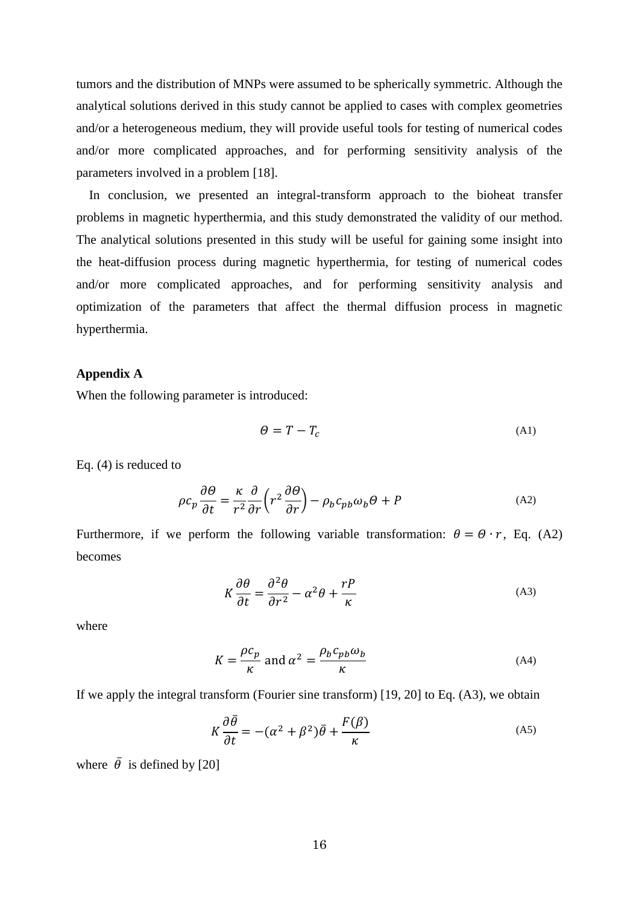tumors and the distribution of MNPs were assumed to be spherically symmetric. Although the analytical solutions derived in this study cannot be applied to cases with complex geometries and/or a heterogeneous medium, they will provide useful tools for testing of numerical codes and/or more complicated approaches, and for performing sensitivity analysis of the parameters involved in a problem [18].

In conclusion, we presented an integral-transform approach to the bioheat transfer problems in magnetic hyperthermia, and this study demonstrated the validity of our method. The analytical solutions presented in this study will be useful for gaining some insight into the heat-diffusion process during magnetic hyperthermia, for testing of numerical codes and/or more complicated approaches, and for performing sensitivity analysis and optimization of the parameters that affect the thermal diffusion process in magnetic hyperthermia.

**Appendix A**

When the following parameter is introduced:

$$\Theta = T - T_c \tag{A1}$$

Eq. (4) is reduced to

$$\rho c_p \frac{\partial \Theta}{\partial t} = \frac{\kappa}{r^2} \frac{\partial}{\partial r}\left(r^2 \frac{\partial \Theta}{\partial r}\right) - \rho_b c_{pb} \omega_b \Theta + P \tag{A2}$$

Furthermore, if we perform the following variable transformation: $\theta = \Theta \cdot r$, Eq. (A2) becomes

$$K \frac{\partial \theta}{\partial t} = \frac{\partial^2 \theta}{\partial r^2} - \alpha^2 \theta + \frac{rP}{\kappa} \tag{A3}$$

where

$$K = \frac{\rho c_p}{\kappa} \text{ and } \alpha^2 = \frac{\rho_b c_{pb} \omega_b}{\kappa} \tag{A4}$$

If we apply the integral transform (Fourier sine transform) [19, 20] to Eq. (A3), we obtain

$$K \frac{\partial \bar{\theta}}{\partial t} = -(\alpha^2 + \beta^2)\bar{\theta} + \frac{F(\beta)}{\kappa} \tag{A5}$$

where $\bar{\theta}$ is defined by [20]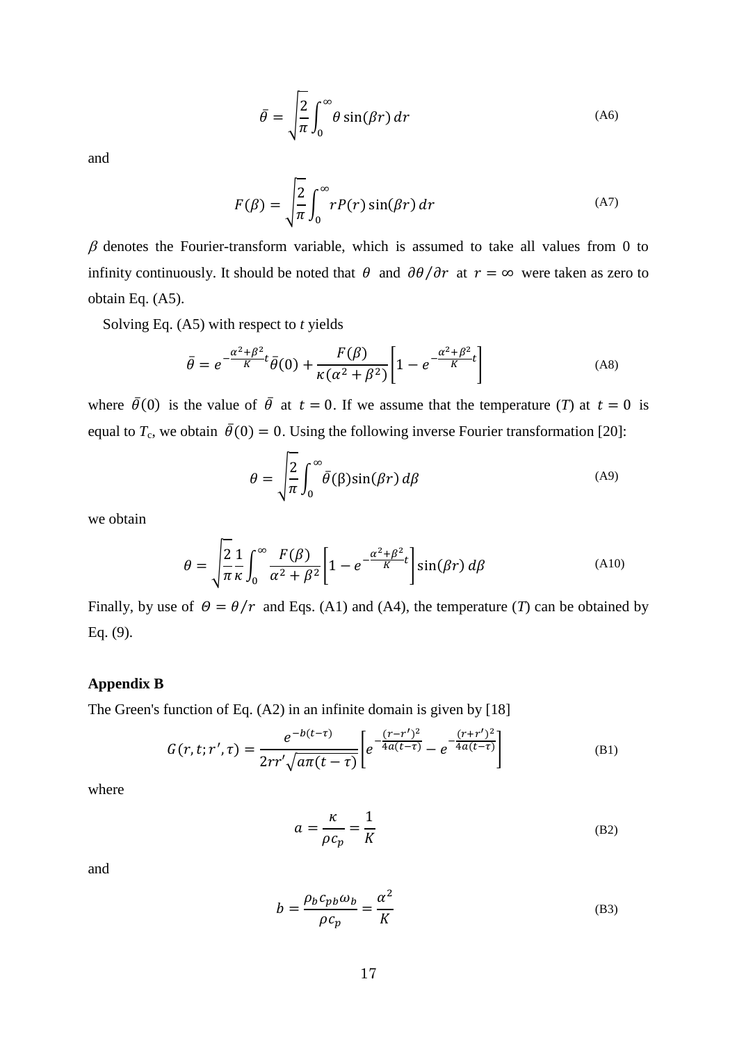$$\bar{\theta} = \sqrt{\frac{2}{\pi}} \int_0^\infty \theta \sin(\beta r)\, dr \tag{A6}$$

and

$$F(\beta) = \sqrt{\frac{2}{\pi}} \int_0^\infty r P(r) \sin(\beta r)\, dr \tag{A7}$$

$\beta$ denotes the Fourier-transform variable, which is assumed to take all values from 0 to infinity continuously. It should be noted that $\theta$ and $\partial\theta/\partial r$ at $r = \infty$ were taken as zero to obtain Eq. (A5).

Solving Eq. (A5) with respect to *t* yields

$$\bar{\theta} = e^{-\frac{\alpha^2+\beta^2}{K}t}\bar{\theta}(0) + \frac{F(\beta)}{\kappa(\alpha^2+\beta^2)}\left[1 - e^{-\frac{\alpha^2+\beta^2}{K}t}\right] \tag{A8}$$

where $\bar{\theta}(0)$ is the value of $\bar{\theta}$ at $t = 0$. If we assume that the temperature ($T$) at $t = 0$ is equal to $T_c$, we obtain $\bar{\theta}(0) = 0$. Using the following inverse Fourier transformation [20]:

$$\theta = \sqrt{\frac{2}{\pi}} \int_0^\infty \bar{\theta}(\beta) \sin(\beta r)\, d\beta \tag{A9}$$

we obtain

$$\theta = \sqrt{\frac{2}{\pi}} \frac{1}{\kappa} \int_0^\infty \frac{F(\beta)}{\alpha^2+\beta^2}\left[1 - e^{-\frac{\alpha^2+\beta^2}{K}t}\right] \sin(\beta r)\, d\beta \tag{A10}$$

Finally, by use of $\Theta = \theta/r$ and Eqs. (A1) and (A4), the temperature ($T$) can be obtained by Eq. (9).

**Appendix B**

The Green's function of Eq. (A2) in an infinite domain is given by [18]

$$G(r,t;r',\tau) = \frac{e^{-b(t-\tau)}}{2rr'\sqrt{a\pi(t-\tau)}}\left[e^{-\frac{(r-r')^2}{4a(t-\tau)}} - e^{-\frac{(r+r')^2}{4a(t-\tau)}}\right] \tag{B1}$$

where

$$a = \frac{\kappa}{\rho c_p} = \frac{1}{K} \tag{B2}$$

and

$$b = \frac{\rho_b c_{pb} \omega_b}{\rho c_p} = \frac{\alpha^2}{K} \tag{B3}$$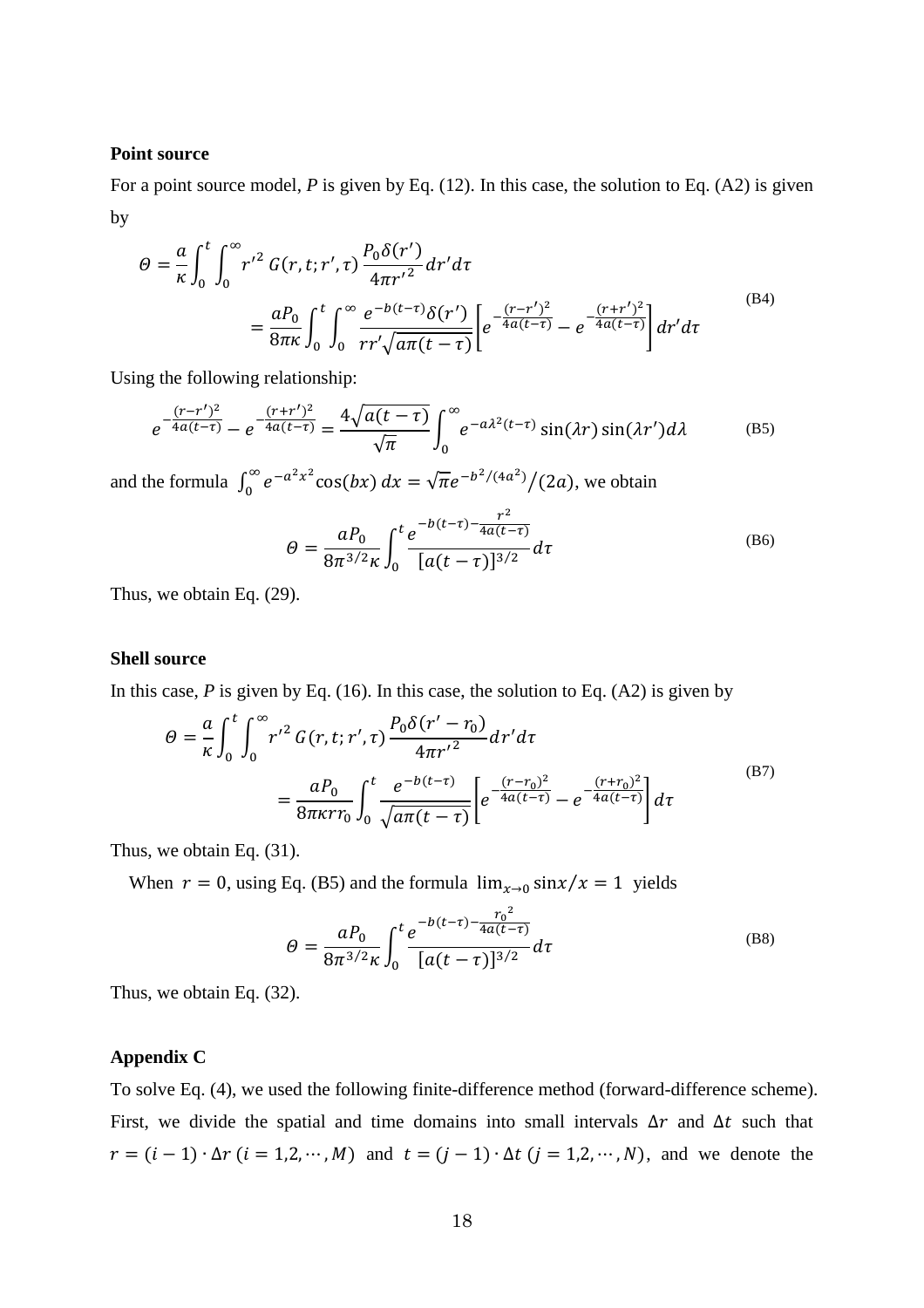**Point source**

For a point source model, $P$ is given by Eq. (12). In this case, the solution to Eq. (A2) is given by

$$
\begin{aligned}
\Theta &= \frac{a}{\kappa}\int_0^t \int_0^\infty {r'}^2\, G(r,t;r',\tau)\,\frac{P_0\delta(r')}{4\pi {r'}^2}dr'd\tau \\
&= \frac{aP_0}{8\pi\kappa}\int_0^t \int_0^\infty \frac{e^{-b(t-\tau)}\delta(r')}{rr'\sqrt{a\pi(t-\tau)}}\left[e^{-\frac{(r-r')^2}{4a(t-\tau)}} - e^{-\frac{(r+r')^2}{4a(t-\tau)}}\right]dr'd\tau
\end{aligned}
\tag{B4}
$$

Using the following relationship:

$$
e^{-\frac{(r-r')^2}{4a(t-\tau)}} - e^{-\frac{(r+r')^2}{4a(t-\tau)}} = \frac{4\sqrt{a(t-\tau)}}{\sqrt{\pi}}\int_0^\infty e^{-a\lambda^2(t-\tau)}\sin(\lambda r)\sin(\lambda r')d\lambda \tag{B5}
$$

and the formula $\int_0^\infty e^{-a^2x^2}\cos(bx)\,dx = \sqrt{\pi}e^{-b^2/(4a^2)}/(2a)$, we obtain

$$
\Theta = \frac{aP_0}{8\pi^{3/2}\kappa}\int_0^t \frac{e^{-b(t-\tau)-\frac{r^2}{4a(t-\tau)}}}{[a(t-\tau)]^{3/2}}d\tau \tag{B6}
$$

Thus, we obtain Eq. (29).

**Shell source**

In this case, $P$ is given by Eq. (16). In this case, the solution to Eq. (A2) is given by

$$
\begin{aligned}
\Theta &= \frac{a}{\kappa}\int_0^t \int_0^\infty {r'}^2\, G(r,t;r',\tau)\,\frac{P_0\delta(r'-r_0)}{4\pi {r'}^2}dr'd\tau \\
&= \frac{aP_0}{8\pi\kappa r r_0}\int_0^t \frac{e^{-b(t-\tau)}}{\sqrt{a\pi(t-\tau)}}\left[e^{-\frac{(r-r_0)^2}{4a(t-\tau)}} - e^{-\frac{(r+r_0)^2}{4a(t-\tau)}}\right]d\tau
\end{aligned}
\tag{B7}
$$

Thus, we obtain Eq. (31).

When $r = 0$, using Eq. (B5) and the formula $\lim_{x\to 0}\sin x/x = 1$ yields

$$
\Theta = \frac{aP_0}{8\pi^{3/2}\kappa}\int_0^t \frac{e^{-b(t-\tau)-\frac{{r_0}^2}{4a(t-\tau)}}}{[a(t-\tau)]^{3/2}}d\tau \tag{B8}
$$

Thus, we obtain Eq. (32).

## Appendix C

To solve Eq. (4), we used the following finite-difference method (forward-difference scheme). First, we divide the spatial and time domains into small intervals $\Delta r$ and $\Delta t$ such that $r = (i-1)\cdot\Delta r\ (i = 1,2,\cdots,M)$ and $t = (j-1)\cdot\Delta t\ (j = 1,2,\cdots,N)$, and we denote the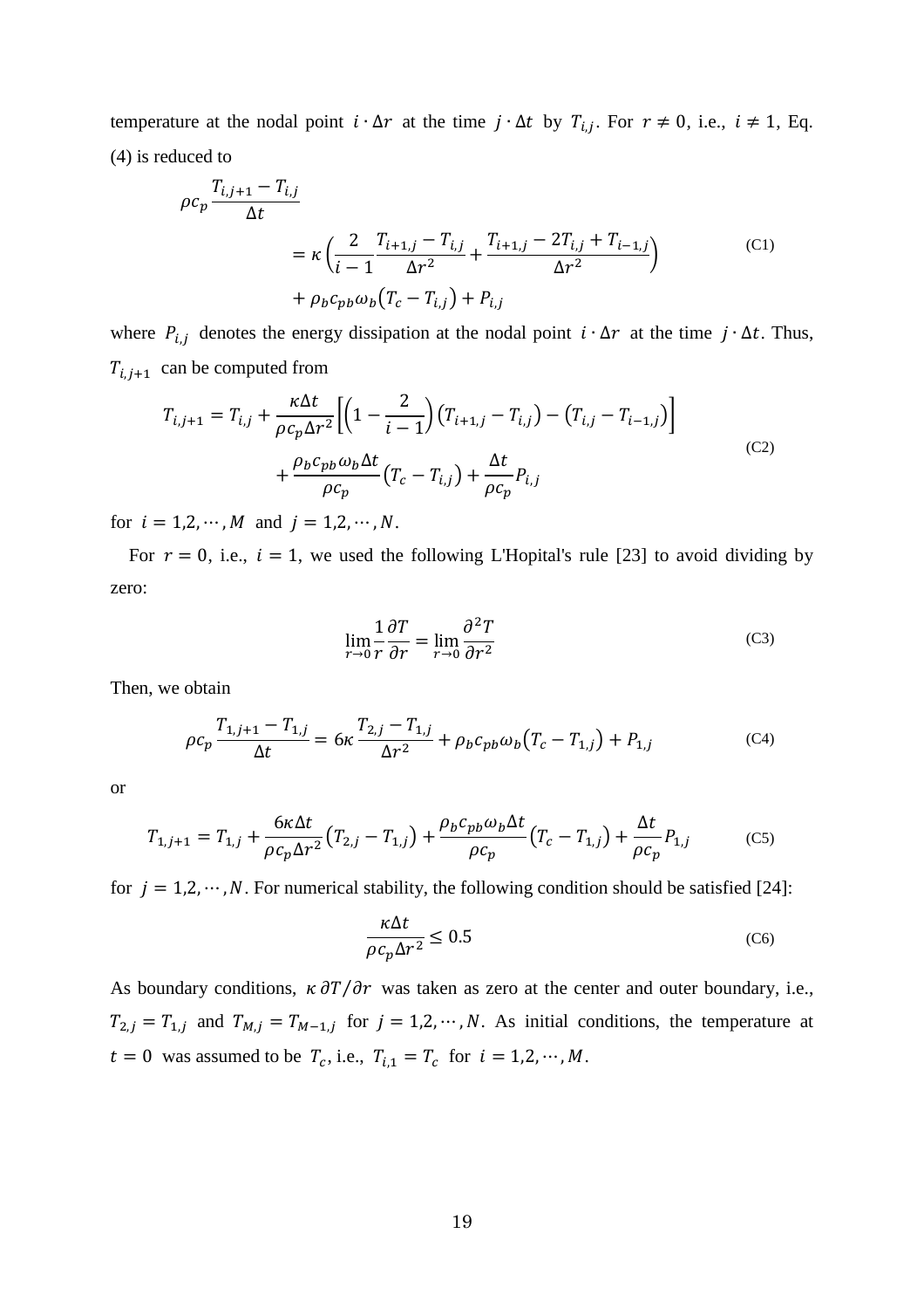temperature at the nodal point $i \cdot \Delta r$ at the time $j \cdot \Delta t$ by $T_{i,j}$. For $r \neq 0$, i.e., $i \neq 1$, Eq. (4) is reduced to

$$\rho c_p \frac{T_{i,j+1} - T_{i,j}}{\Delta t} = \kappa \left( \frac{2}{i-1} \frac{T_{i+1,j} - T_{i,j}}{\Delta r^2} + \frac{T_{i+1,j} - 2T_{i,j} + T_{i-1,j}}{\Delta r^2} \right) + \rho_b c_{pb} \omega_b \left( T_c - T_{i,j} \right) + P_{i,j} \tag{C1}$$

where $P_{i,j}$ denotes the energy dissipation at the nodal point $i \cdot \Delta r$ at the time $j \cdot \Delta t$. Thus, $T_{i,j+1}$ can be computed from

$$T_{i,j+1} = T_{i,j} + \frac{\kappa \Delta t}{\rho c_p \Delta r^2} \left[ \left( 1 - \frac{2}{i-1} \right) \left( T_{i+1,j} - T_{i,j} \right) - \left( T_{i,j} - T_{i-1,j} \right) \right] + \frac{\rho_b c_{pb} \omega_b \Delta t}{\rho c_p} \left( T_c - T_{i,j} \right) + \frac{\Delta t}{\rho c_p} P_{i,j} \tag{C2}$$

for $i = 1, 2, \cdots, M$ and $j = 1, 2, \cdots, N$.

For $r = 0$, i.e., $i = 1$, we used the following L'Hopital's rule [23] to avoid dividing by zero:

$$\lim_{r \to 0} \frac{1}{r} \frac{\partial T}{\partial r} = \lim_{r \to 0} \frac{\partial^2 T}{\partial r^2} \tag{C3}$$

Then, we obtain

$$\rho c_p \frac{T_{1,j+1} - T_{1,j}}{\Delta t} = 6\kappa \frac{T_{2,j} - T_{1,j}}{\Delta r^2} + \rho_b c_{pb} \omega_b \left( T_c - T_{1,j} \right) + P_{1,j} \tag{C4}$$

or

$$T_{1,j+1} = T_{1,j} + \frac{6\kappa \Delta t}{\rho c_p \Delta r^2} \left( T_{2,j} - T_{1,j} \right) + \frac{\rho_b c_{pb} \omega_b \Delta t}{\rho c_p} \left( T_c - T_{1,j} \right) + \frac{\Delta t}{\rho c_p} P_{1,j} \tag{C5}$$

for $j = 1, 2, \cdots, N$. For numerical stability, the following condition should be satisfied [24]:

$$\frac{\kappa \Delta t}{\rho c_p \Delta r^2} \leq 0.5 \tag{C6}$$

As boundary conditions, $\kappa \, \partial T / \partial r$ was taken as zero at the center and outer boundary, i.e., $T_{2,j} = T_{1,j}$ and $T_{M,j} = T_{M-1,j}$ for $j = 1, 2, \cdots, N$. As initial conditions, the temperature at $t = 0$ was assumed to be $T_c$, i.e., $T_{i,1} = T_c$ for $i = 1, 2, \cdots, M$.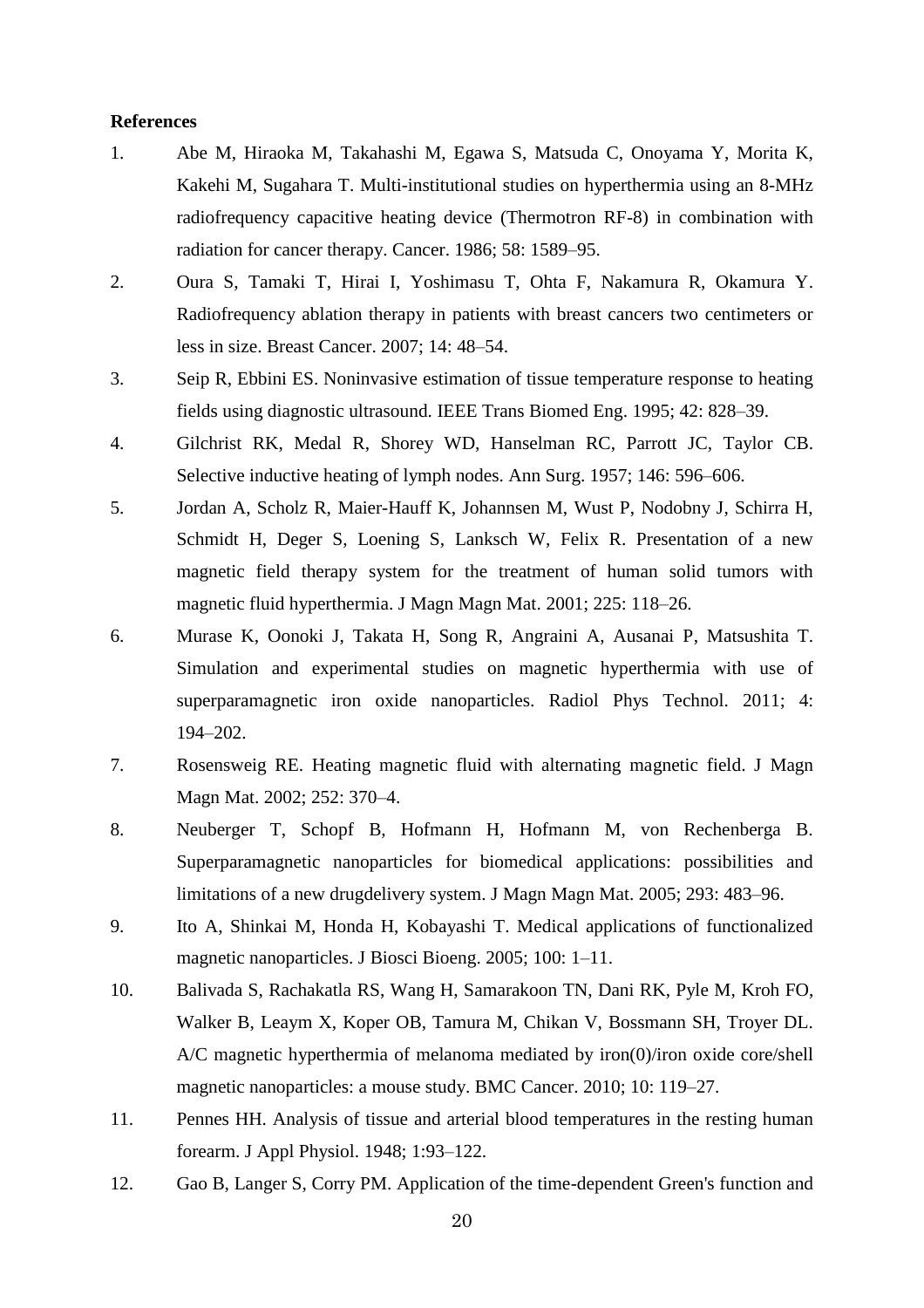**References**

1. Abe M, Hiraoka M, Takahashi M, Egawa S, Matsuda C, Onoyama Y, Morita K, Kakehi M, Sugahara T. Multi-institutional studies on hyperthermia using an 8-MHz radiofrequency capacitive heating device (Thermotron RF-8) in combination with radiation for cancer therapy. Cancer. 1986; 58: 1589–95.
2. Oura S, Tamaki T, Hirai I, Yoshimasu T, Ohta F, Nakamura R, Okamura Y. Radiofrequency ablation therapy in patients with breast cancers two centimeters or less in size. Breast Cancer. 2007; 14: 48–54.
3. Seip R, Ebbini ES. Noninvasive estimation of tissue temperature response to heating fields using diagnostic ultrasound. IEEE Trans Biomed Eng. 1995; 42: 828–39.
4. Gilchrist RK, Medal R, Shorey WD, Hanselman RC, Parrott JC, Taylor CB. Selective inductive heating of lymph nodes. Ann Surg. 1957; 146: 596–606.
5. Jordan A, Scholz R, Maier-Hauff K, Johannsen M, Wust P, Nodobny J, Schirra H, Schmidt H, Deger S, Loening S, Lanksch W, Felix R. Presentation of a new magnetic field therapy system for the treatment of human solid tumors with magnetic fluid hyperthermia. J Magn Magn Mat. 2001; 225: 118–26.
6. Murase K, Oonoki J, Takata H, Song R, Angraini A, Ausanai P, Matsushita T. Simulation and experimental studies on magnetic hyperthermia with use of superparamagnetic iron oxide nanoparticles. Radiol Phys Technol. 2011; 4: 194–202.
7. Rosensweig RE. Heating magnetic fluid with alternating magnetic field. J Magn Magn Mat. 2002; 252: 370–4.
8. Neuberger T, Schopf B, Hofmann H, Hofmann M, von Rechenberga B. Superparamagnetic nanoparticles for biomedical applications: possibilities and limitations of a new drugdelivery system. J Magn Magn Mat. 2005; 293: 483–96.
9. Ito A, Shinkai M, Honda H, Kobayashi T. Medical applications of functionalized magnetic nanoparticles. J Biosci Bioeng. 2005; 100: 1–11.
10. Balivada S, Rachakatla RS, Wang H, Samarakoon TN, Dani RK, Pyle M, Kroh FO, Walker B, Leaym X, Koper OB, Tamura M, Chikan V, Bossmann SH, Troyer DL. A/C magnetic hyperthermia of melanoma mediated by iron(0)/iron oxide core/shell magnetic nanoparticles: a mouse study. BMC Cancer. 2010; 10: 119–27.
11. Pennes HH. Analysis of tissue and arterial blood temperatures in the resting human forearm. J Appl Physiol. 1948; 1:93–122.
12. Gao B, Langer S, Corry PM. Application of the time-dependent Green's function and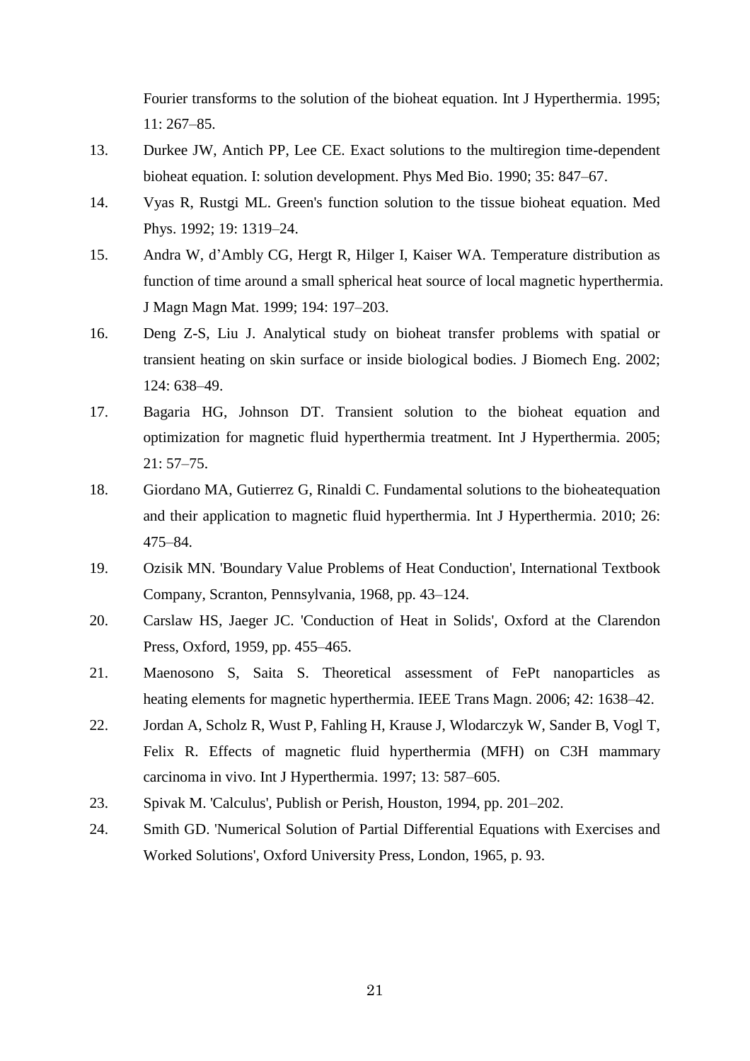Fourier transforms to the solution of the bioheat equation. Int J Hyperthermia. 1995; 11: 267–85.

13. Durkee JW, Antich PP, Lee CE. Exact solutions to the multiregion time-dependent bioheat equation. I: solution development. Phys Med Bio. 1990; 35: 847–67.
14. Vyas R, Rustgi ML. Green's function solution to the tissue bioheat equation. Med Phys. 1992; 19: 1319–24.
15. Andra W, d'Ambly CG, Hergt R, Hilger I, Kaiser WA. Temperature distribution as function of time around a small spherical heat source of local magnetic hyperthermia. J Magn Magn Mat. 1999; 194: 197–203.
16. Deng Z-S, Liu J. Analytical study on bioheat transfer problems with spatial or transient heating on skin surface or inside biological bodies. J Biomech Eng. 2002; 124: 638–49.
17. Bagaria HG, Johnson DT. Transient solution to the bioheat equation and optimization for magnetic fluid hyperthermia treatment. Int J Hyperthermia. 2005; 21: 57–75.
18. Giordano MA, Gutierrez G, Rinaldi C. Fundamental solutions to the bioheatequation and their application to magnetic fluid hyperthermia. Int J Hyperthermia. 2010; 26: 475–84.
19. Ozisik MN. 'Boundary Value Problems of Heat Conduction', International Textbook Company, Scranton, Pennsylvania, 1968, pp. 43–124.
20. Carslaw HS, Jaeger JC. 'Conduction of Heat in Solids', Oxford at the Clarendon Press, Oxford, 1959, pp. 455–465.
21. Maenosono S, Saita S. Theoretical assessment of FePt nanoparticles as heating elements for magnetic hyperthermia. IEEE Trans Magn. 2006; 42: 1638–42.
22. Jordan A, Scholz R, Wust P, Fahling H, Krause J, Wlodarczyk W, Sander B, Vogl T, Felix R. Effects of magnetic fluid hyperthermia (MFH) on C3H mammary carcinoma in vivo. Int J Hyperthermia. 1997; 13: 587–605.
23. Spivak M. 'Calculus', Publish or Perish, Houston, 1994, pp. 201–202.
24. Smith GD. 'Numerical Solution of Partial Differential Equations with Exercises and Worked Solutions', Oxford University Press, London, 1965, p. 93.